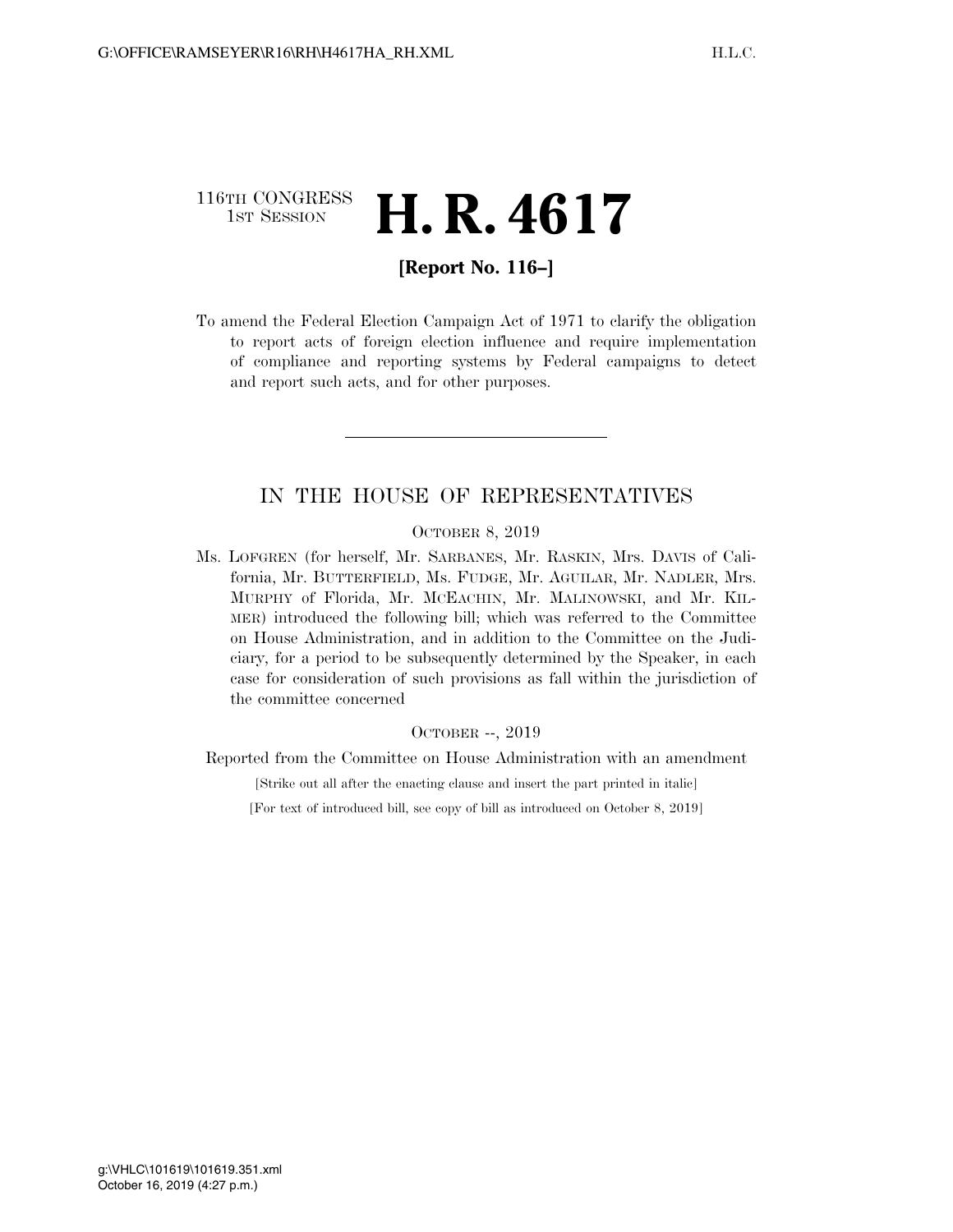116TH CONGRESS
1ST SESSION

# H. R. 4617

**[Report No. 116–]**

To amend the Federal Election Campaign Act of 1971 to clarify the obligation to report acts of foreign election influence and require implementation of compliance and reporting systems by Federal campaigns to detect and report such acts, and for other purposes.

---

## IN THE HOUSE OF REPRESENTATIVES

OCTOBER 8, 2019

Ms. LOFGREN (for herself, Mr. SARBANES, Mr. RASKIN, Mrs. DAVIS of California, Mr. BUTTERFIELD, Ms. FUDGE, Mr. AGUILAR, Mr. NADLER, Mrs. MURPHY of Florida, Mr. MCEACHIN, Mr. MALINOWSKI, and Mr. KILMER) introduced the following bill; which was referred to the Committee on House Administration, and in addition to the Committee on the Judiciary, for a period to be subsequently determined by the Speaker, in each case for consideration of such provisions as fall within the jurisdiction of the committee concerned

OCTOBER --, 2019

Reported from the Committee on House Administration with an amendment

[Strike out all after the enacting clause and insert the part printed in italic]

[For text of introduced bill, see copy of bill as introduced on October 8, 2019]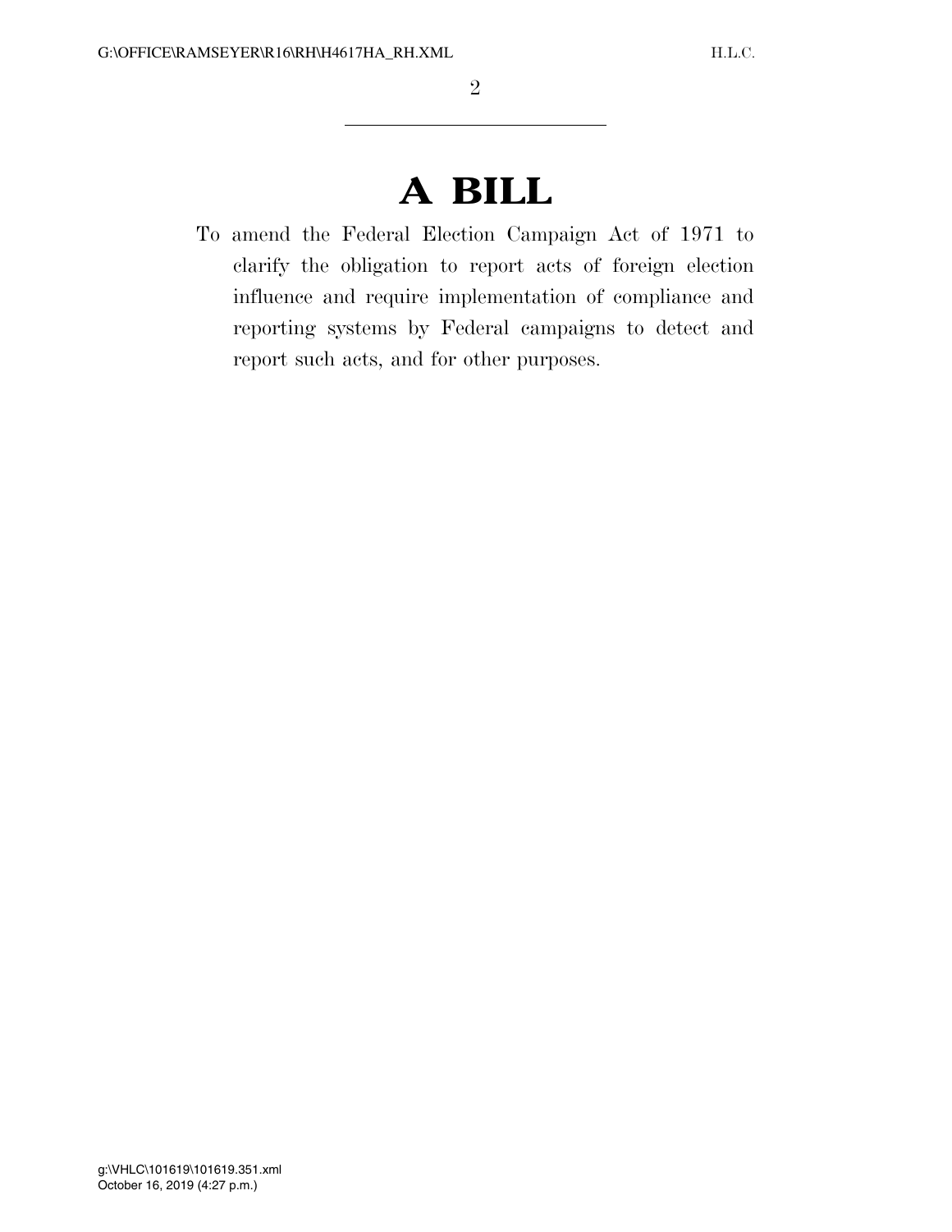# A BILL

To amend the Federal Election Campaign Act of 1971 to clarify the obligation to report acts of foreign election influence and require implementation of compliance and reporting systems by Federal campaigns to detect and report such acts, and for other purposes.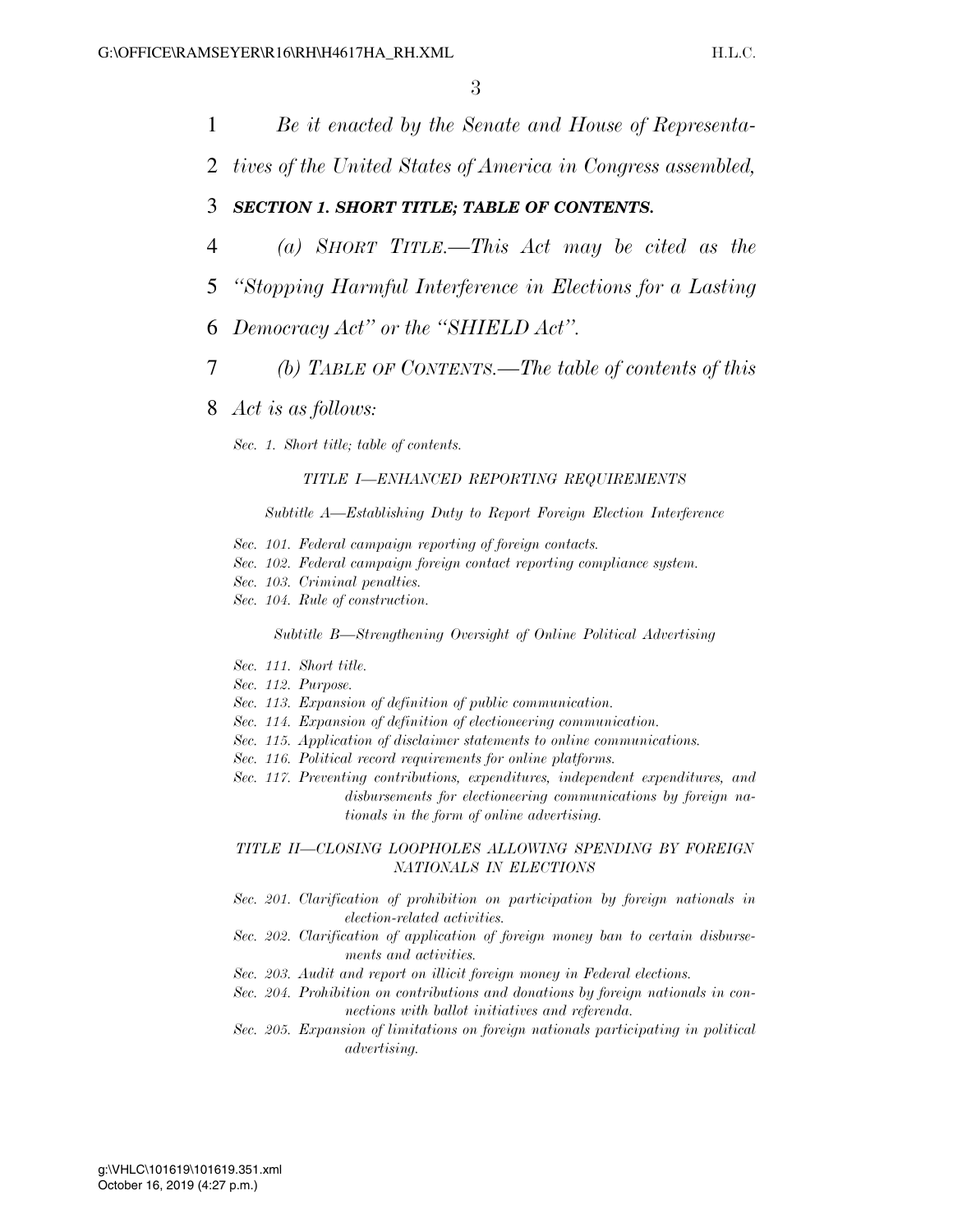*Be it enacted by the Senate and House of Representatives of the United States of America in Congress assembled,*

***SECTION 1. SHORT TITLE; TABLE OF CONTENTS.***

*(a) SHORT TITLE.—This Act may be cited as the "Stopping Harmful Interference in Elections for a Lasting Democracy Act" or the "SHIELD Act".*

*(b) TABLE OF CONTENTS.—The table of contents of this Act is as follows:*

*Sec. 1. Short title; table of contents.*

*TITLE I—ENHANCED REPORTING REQUIREMENTS*

*Subtitle A—Establishing Duty to Report Foreign Election Interference*

*Sec. 101. Federal campaign reporting of foreign contacts.*
*Sec. 102. Federal campaign foreign contact reporting compliance system.*
*Sec. 103. Criminal penalties.*
*Sec. 104. Rule of construction.*

*Subtitle B—Strengthening Oversight of Online Political Advertising*

*Sec. 111. Short title.*
*Sec. 112. Purpose.*
*Sec. 113. Expansion of definition of public communication.*
*Sec. 114. Expansion of definition of electioneering communication.*
*Sec. 115. Application of disclaimer statements to online communications.*
*Sec. 116. Political record requirements for online platforms.*
*Sec. 117. Preventing contributions, expenditures, independent expenditures, and disbursements for electioneering communications by foreign nationals in the form of online advertising.*

*TITLE II—CLOSING LOOPHOLES ALLOWING SPENDING BY FOREIGN NATIONALS IN ELECTIONS*

*Sec. 201. Clarification of prohibition on participation by foreign nationals in election-related activities.*
*Sec. 202. Clarification of application of foreign money ban to certain disbursements and activities.*
*Sec. 203. Audit and report on illicit foreign money in Federal elections.*
*Sec. 204. Prohibition on contributions and donations by foreign nationals in connections with ballot initiatives and referenda.*
*Sec. 205. Expansion of limitations on foreign nationals participating in political advertising.*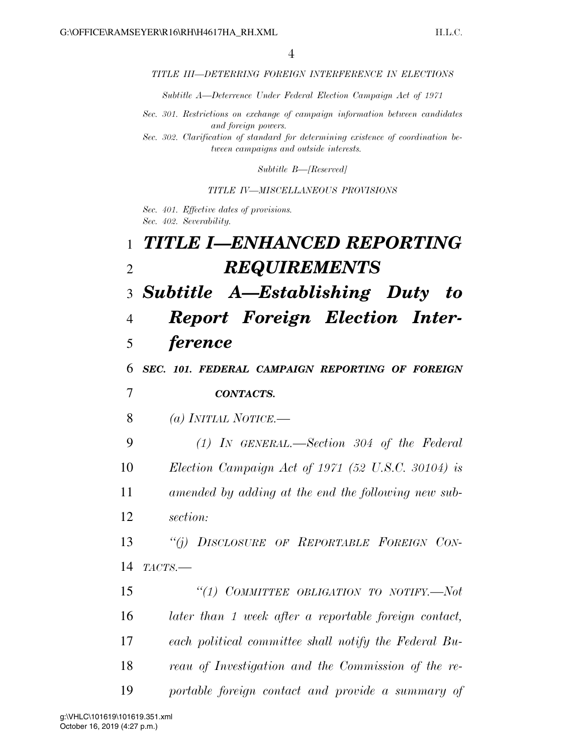*TITLE III—DETERRING FOREIGN INTERFERENCE IN ELECTIONS*

*Subtitle A—Deterrence Under Federal Election Campaign Act of 1971*

*Sec. 301. Restrictions on exchange of campaign information between candidates and foreign powers.*
*Sec. 302. Clarification of standard for determining existence of coordination between campaigns and outside interests.*

*Subtitle B—[Reserved]*

*TITLE IV—MISCELLANEOUS PROVISIONS*

*Sec. 401. Effective dates of provisions.*
*Sec. 402. Severability.*

# *TITLE I—ENHANCED REPORTING REQUIREMENTS*

## *Subtitle A—Establishing Duty to Report Foreign Election Interference*

### *SEC. 101. FEDERAL CAMPAIGN REPORTING OF FOREIGN CONTACTS.*

*(a) INITIAL NOTICE.—*

*(1) IN GENERAL.—Section 304 of the Federal Election Campaign Act of 1971 (52 U.S.C. 30104) is amended by adding at the end the following new subsection:*

*"(j) DISCLOSURE OF REPORTABLE FOREIGN CONTACTS.—*

*"(1) COMMITTEE OBLIGATION TO NOTIFY.—Not later than 1 week after a reportable foreign contact, each political committee shall notify the Federal Bureau of Investigation and the Commission of the reportable foreign contact and provide a summary of*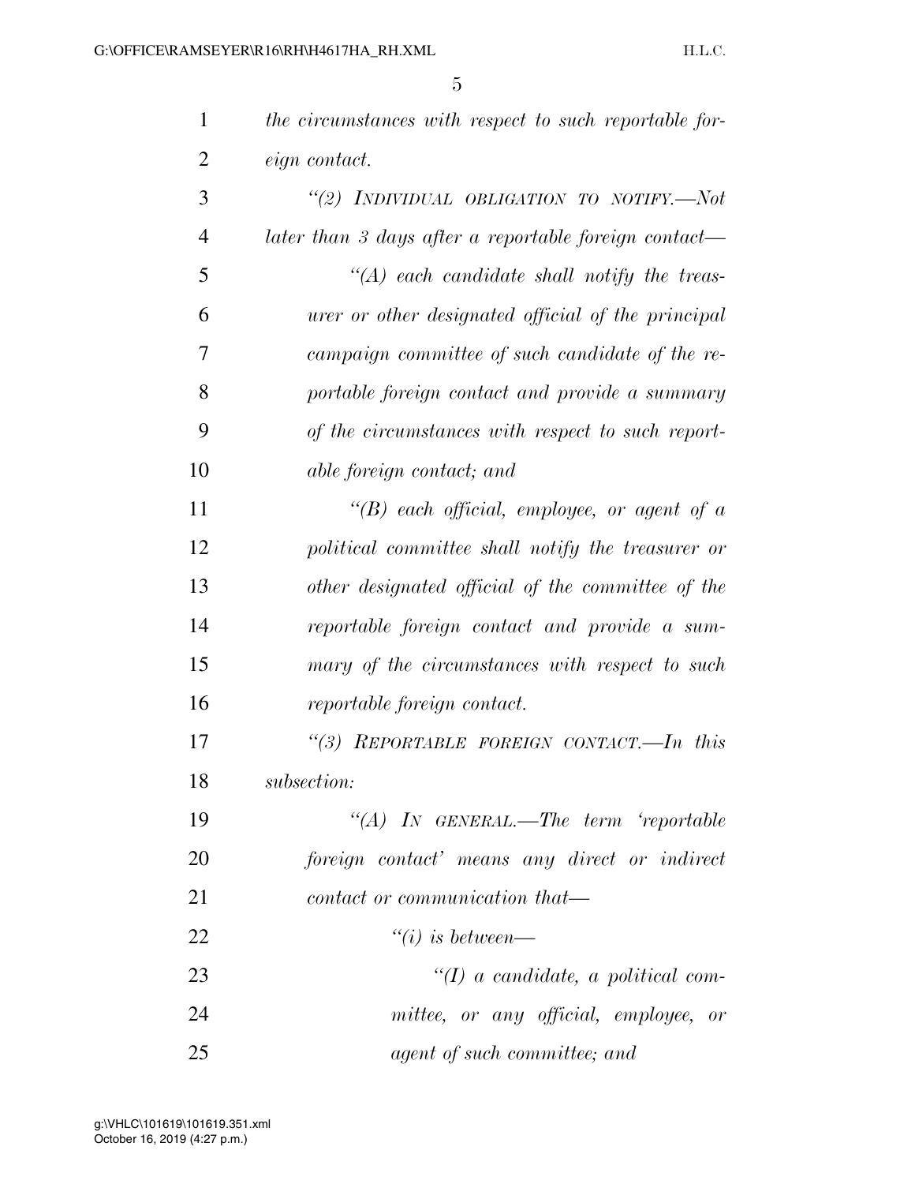*the circumstances with respect to such reportable foreign contact.*

*"(2) INDIVIDUAL OBLIGATION TO NOTIFY.—Not later than 3 days after a reportable foreign contact—*

*"(A) each candidate shall notify the treasurer or other designated official of the principal campaign committee of such candidate of the reportable foreign contact and provide a summary of the circumstances with respect to such reportable foreign contact; and*

*"(B) each official, employee, or agent of a political committee shall notify the treasurer or other designated official of the committee of the reportable foreign contact and provide a summary of the circumstances with respect to such reportable foreign contact.*

*"(3) REPORTABLE FOREIGN CONTACT.—In this subsection:*

*"(A) IN GENERAL.—The term 'reportable foreign contact' means any direct or indirect contact or communication that—*

*"(i) is between—*

*"(I) a candidate, a political committee, or any official, employee, or agent of such committee; and*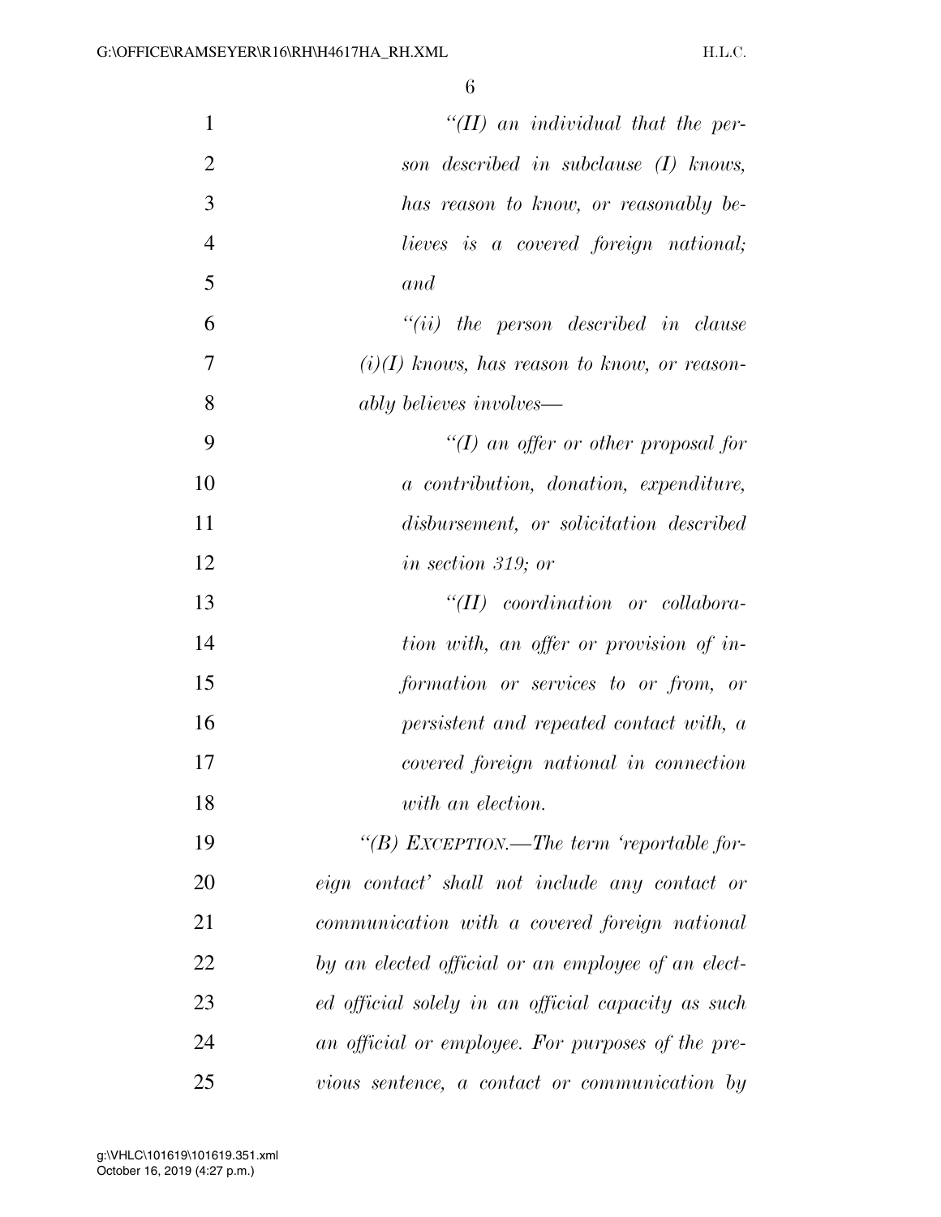*"(II) an individual that the person described in subclause (I) knows, has reason to know, or reasonably believes is a covered foreign national; and*

*"(ii) the person described in clause (i)(I) knows, has reason to know, or reasonably believes involves—*

*"(I) an offer or other proposal for a contribution, donation, expenditure, disbursement, or solicitation described in section 319; or*

*"(II) coordination or collaboration with, an offer or provision of information or services to or from, or persistent and repeated contact with, a covered foreign national in connection with an election.*

*"(B) EXCEPTION.—The term 'reportable foreign contact' shall not include any contact or communication with a covered foreign national by an elected official or an employee of an elected official solely in an official capacity as such an official or employee. For purposes of the previous sentence, a contact or communication by*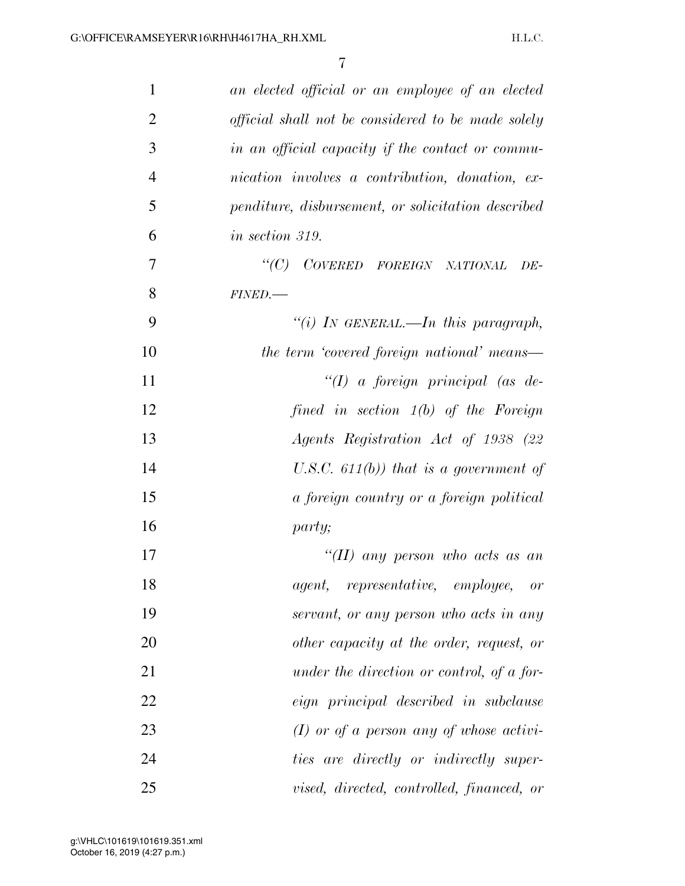*an elected official or an employee of an elected official shall not be considered to be made solely in an official capacity if the contact or communication involves a contribution, donation, expenditure, disbursement, or solicitation described in section 319.*

*"(C) COVERED FOREIGN NATIONAL DEFINED.—*

*"(i) IN GENERAL.—In this paragraph, the term 'covered foreign national' means—*

*"(I) a foreign principal (as defined in section 1(b) of the Foreign Agents Registration Act of 1938 (22 U.S.C. 611(b)) that is a government of a foreign country or a foreign political party;*

*"(II) any person who acts as an agent, representative, employee, or servant, or any person who acts in any other capacity at the order, request, or under the direction or control, of a foreign principal described in subclause (I) or of a person any of whose activities are directly or indirectly supervised, directed, controlled, financed, or*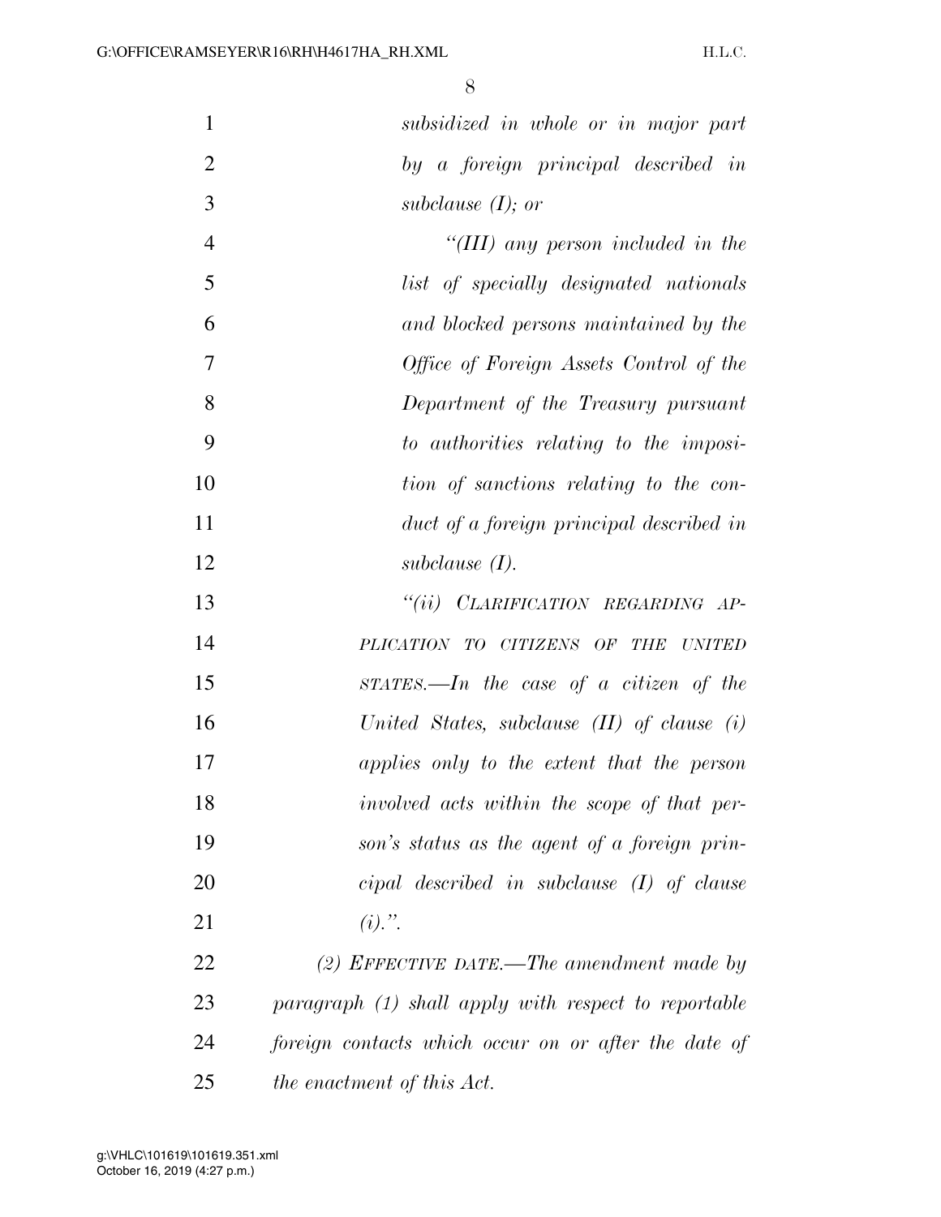*subsidized in whole or in major part by a foreign principal described in subclause (I); or*

*"(III) any person included in the list of specially designated nationals and blocked persons maintained by the Office of Foreign Assets Control of the Department of the Treasury pursuant to authorities relating to the imposition of sanctions relating to the conduct of a foreign principal described in subclause (I).*

*"(ii) CLARIFICATION REGARDING APPLICATION TO CITIZENS OF THE UNITED STATES.—In the case of a citizen of the United States, subclause (II) of clause (i) applies only to the extent that the person involved acts within the scope of that person's status as the agent of a foreign principal described in subclause (I) of clause (i).".*

*(2) EFFECTIVE DATE.—The amendment made by paragraph (1) shall apply with respect to reportable foreign contacts which occur on or after the date of the enactment of this Act.*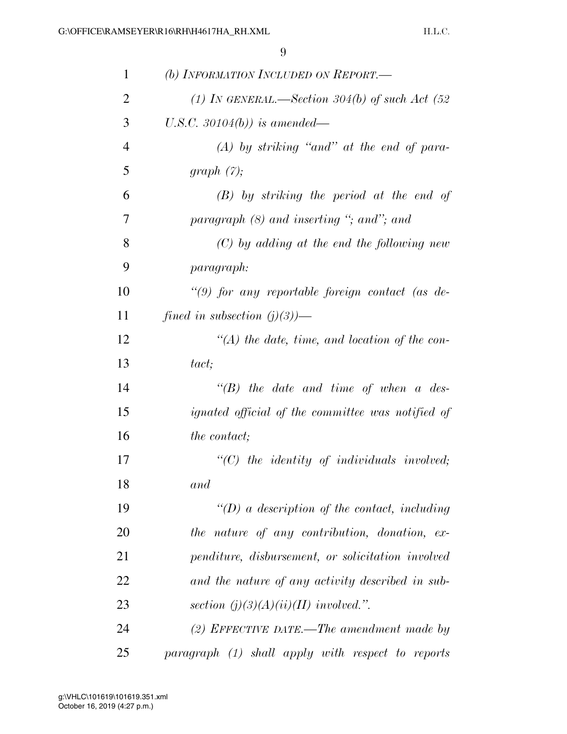*(b) INFORMATION INCLUDED ON REPORT.—*

*(1) IN GENERAL.—Section 304(b) of such Act (52 U.S.C. 30104(b)) is amended—*

*(A) by striking "and" at the end of paragraph (7);*

*(B) by striking the period at the end of paragraph (8) and inserting "; and"; and*

*(C) by adding at the end the following new paragraph:*

*"(9) for any reportable foreign contact (as defined in subsection (j)(3))—*

*"(A) the date, time, and location of the contact;*

*"(B) the date and time of when a designated official of the committee was notified of the contact;*

*"(C) the identity of individuals involved; and*

*"(D) a description of the contact, including the nature of any contribution, donation, expenditure, disbursement, or solicitation involved and the nature of any activity described in subsection (j)(3)(A)(ii)(II) involved.".*

*(2) EFFECTIVE DATE.—The amendment made by paragraph (1) shall apply with respect to reports*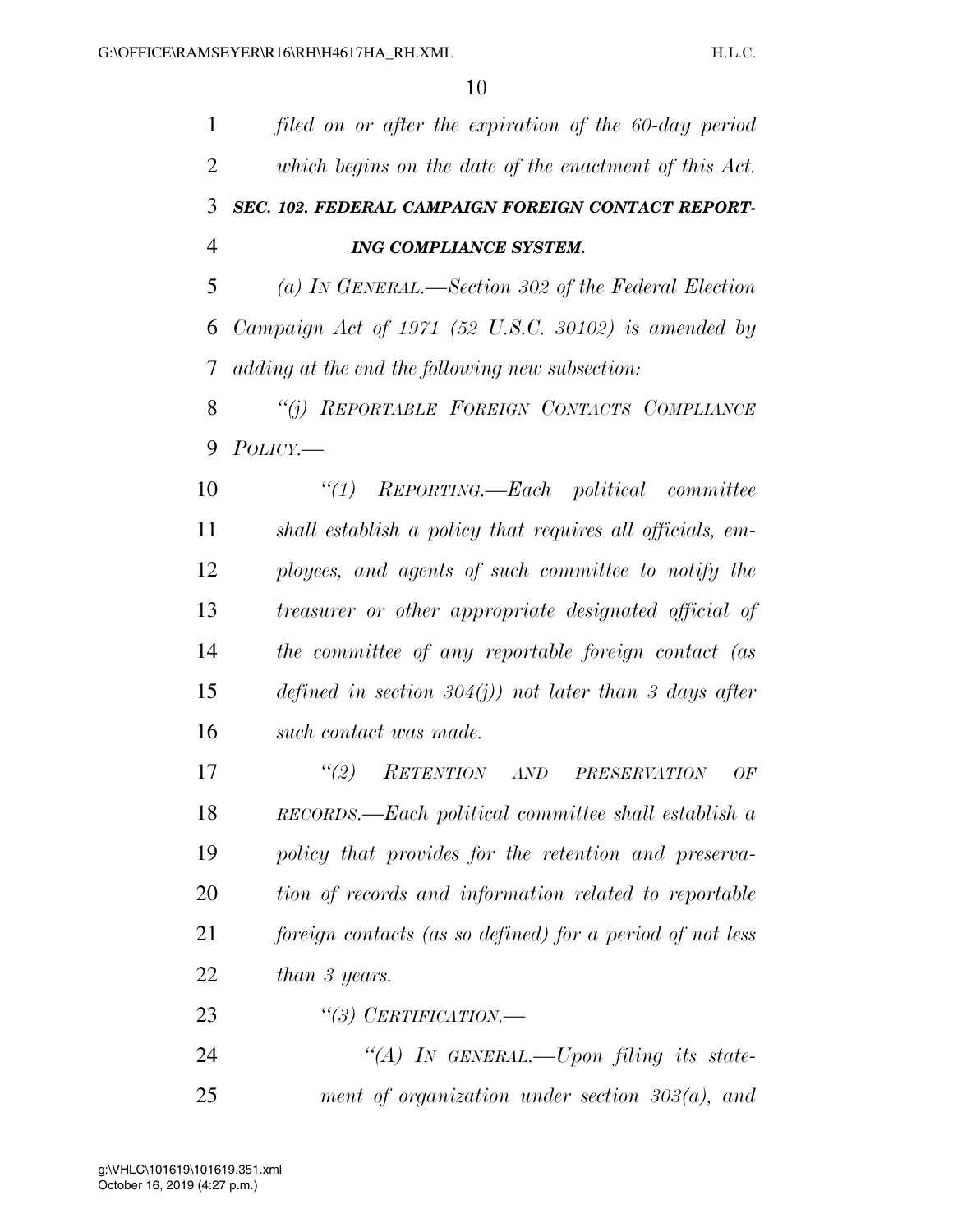*filed on or after the expiration of the 60-day period which begins on the date of the enactment of this Act.*

***SEC. 102. FEDERAL CAMPAIGN FOREIGN CONTACT REPORTING COMPLIANCE SYSTEM.***

*(a) IN GENERAL.—Section 302 of the Federal Election Campaign Act of 1971 (52 U.S.C. 30102) is amended by adding at the end the following new subsection:*

*"(j) REPORTABLE FOREIGN CONTACTS COMPLIANCE POLICY.—*

*"(1) REPORTING.—Each political committee shall establish a policy that requires all officials, employees, and agents of such committee to notify the treasurer or other appropriate designated official of the committee of any reportable foreign contact (as defined in section 304(j)) not later than 3 days after such contact was made.*

*"(2) RETENTION AND PRESERVATION OF RECORDS.—Each political committee shall establish a policy that provides for the retention and preservation of records and information related to reportable foreign contacts (as so defined) for a period of not less than 3 years.*

*"(3) CERTIFICATION.—*

*"(A) IN GENERAL.—Upon filing its statement of organization under section 303(a), and*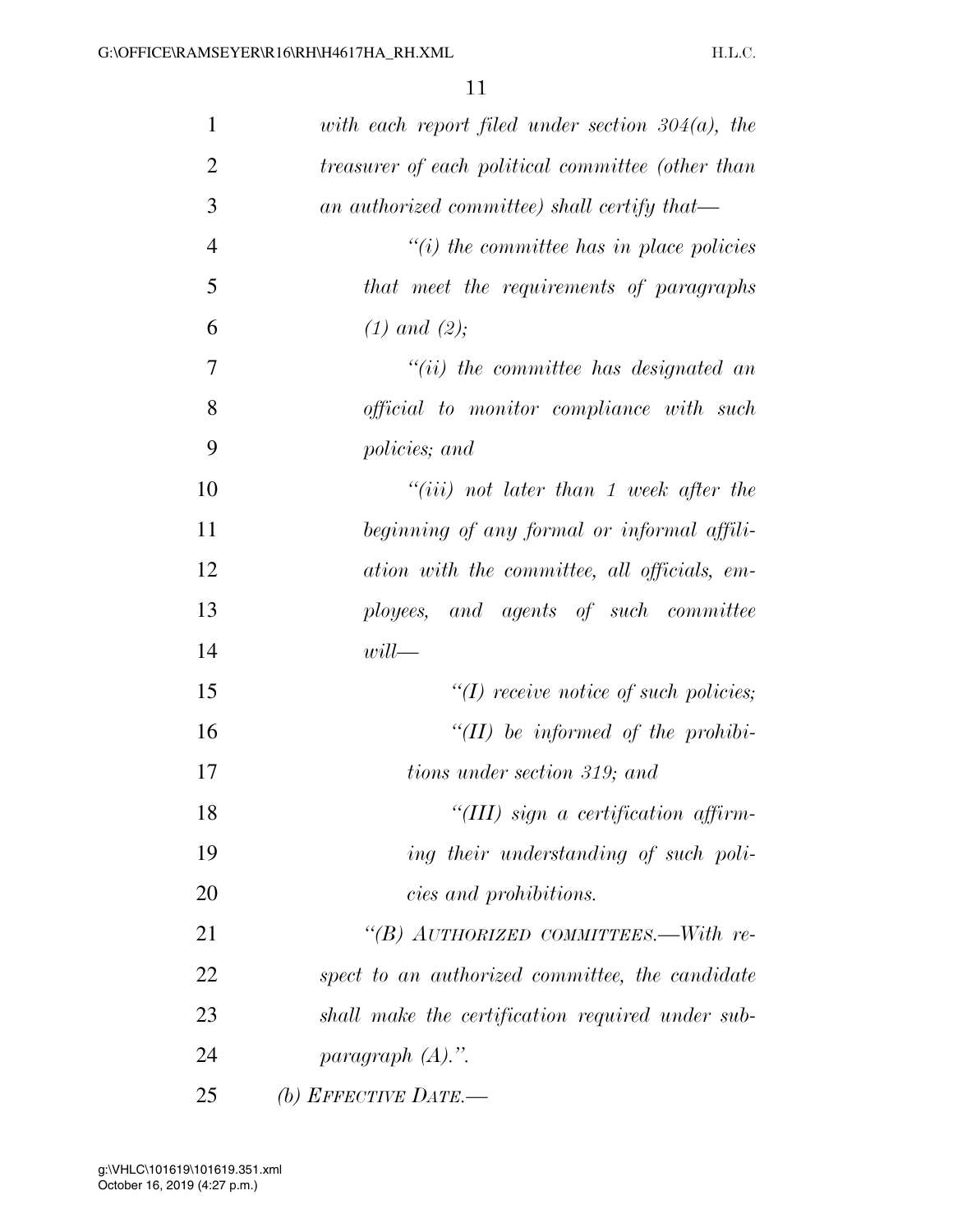*with each report filed under section 304(a), the treasurer of each political committee (other than an authorized committee) shall certify that—*

*"(i) the committee has in place policies that meet the requirements of paragraphs (1) and (2);*

*"(ii) the committee has designated an official to monitor compliance with such policies; and*

*"(iii) not later than 1 week after the beginning of any formal or informal affiliation with the committee, all officials, employees, and agents of such committee will—*

*"(I) receive notice of such policies;*

*"(II) be informed of the prohibitions under section 319; and*

*"(III) sign a certification affirming their understanding of such policies and prohibitions.*

*"(B) AUTHORIZED COMMITTEES.—With respect to an authorized committee, the candidate shall make the certification required under subparagraph (A).".*

*(b) EFFECTIVE DATE.—*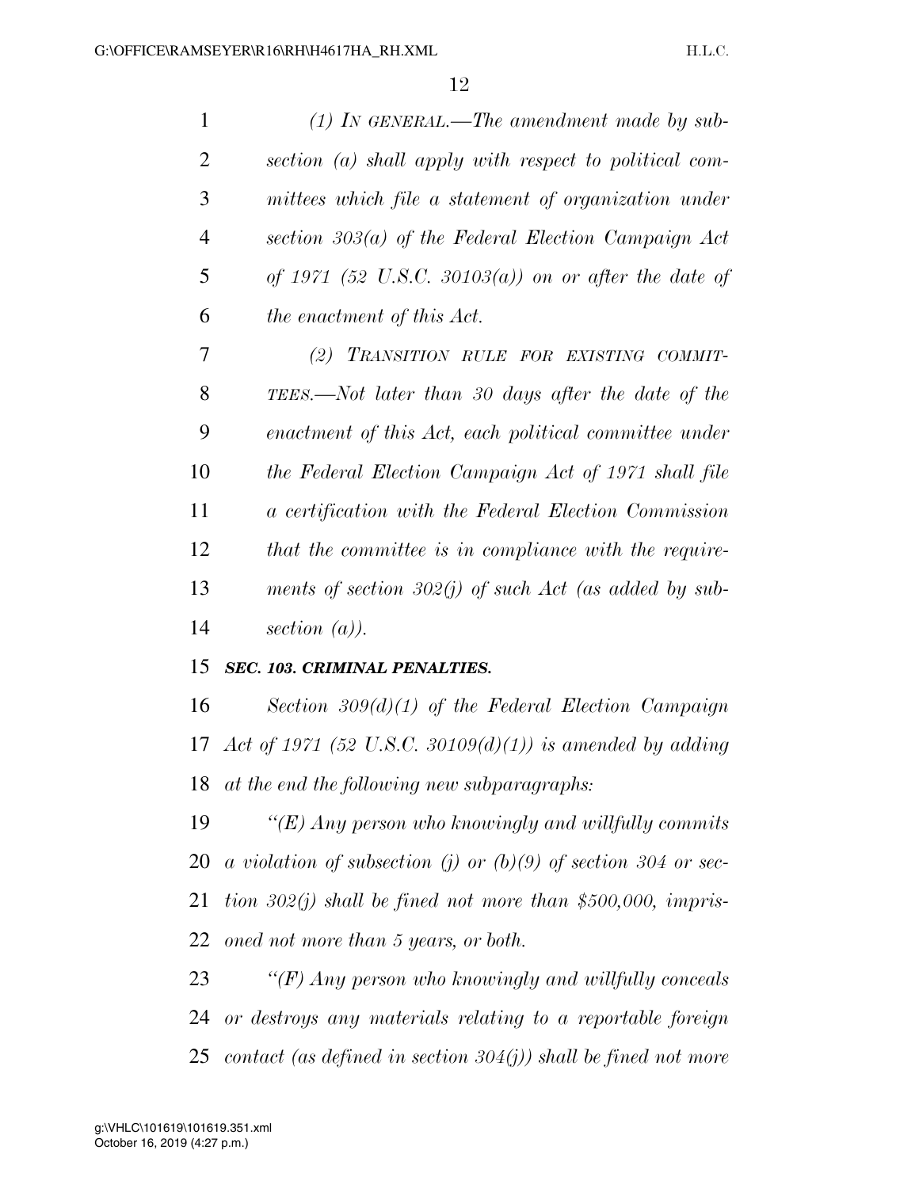*(1) In general.—The amendment made by subsection (a) shall apply with respect to political committees which file a statement of organization under section 303(a) of the Federal Election Campaign Act of 1971 (52 U.S.C. 30103(a)) on or after the date of the enactment of this Act.*

*(2) Transition rule for existing committees.—Not later than 30 days after the date of the enactment of this Act, each political committee under the Federal Election Campaign Act of 1971 shall file a certification with the Federal Election Commission that the committee is in compliance with the requirements of section 302(j) of such Act (as added by subsection (a)).*

***SEC. 103. CRIMINAL PENALTIES.***

*Section 309(d)(1) of the Federal Election Campaign Act of 1971 (52 U.S.C. 30109(d)(1)) is amended by adding at the end the following new subparagraphs:*

*"(E) Any person who knowingly and willfully commits a violation of subsection (j) or (b)(9) of section 304 or section 302(j) shall be fined not more than $500,000, imprisoned not more than 5 years, or both.*

*"(F) Any person who knowingly and willfully conceals or destroys any materials relating to a reportable foreign contact (as defined in section 304(j)) shall be fined not more*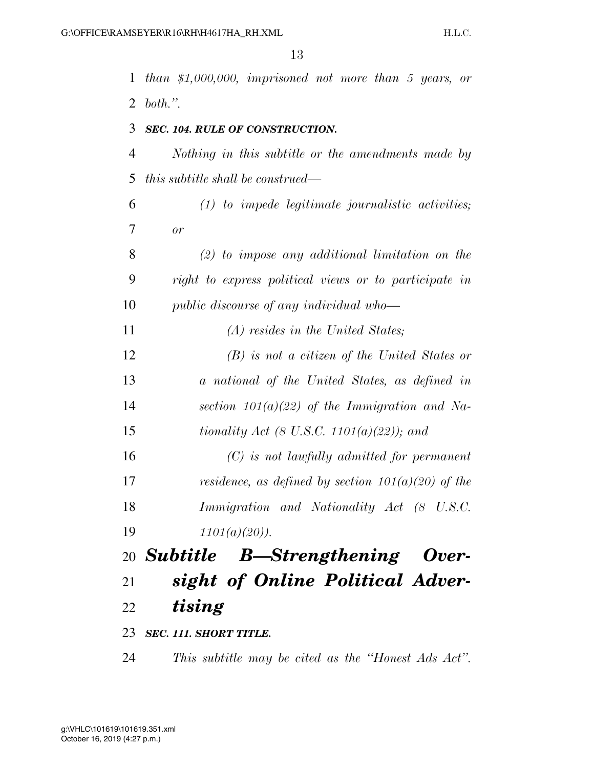*than $1,000,000, imprisoned not more than 5 years, or both.''.*

***SEC. 104. RULE OF CONSTRUCTION.***

*Nothing in this subtitle or the amendments made by this subtitle shall be construed—*

*(1) to impede legitimate journalistic activities; or*

*(2) to impose any additional limitation on the right to express political views or to participate in public discourse of any individual who—*

*(A) resides in the United States;*

*(B) is not a citizen of the United States or a national of the United States, as defined in section 101(a)(22) of the Immigration and Nationality Act (8 U.S.C. 1101(a)(22)); and*

*(C) is not lawfully admitted for permanent residence, as defined by section 101(a)(20) of the Immigration and Nationality Act (8 U.S.C. 1101(a)(20)).*

## ***Subtitle B—Strengthening Oversight of Online Political Advertising***

***SEC. 111. SHORT TITLE.***

*This subtitle may be cited as the ''Honest Ads Act''.*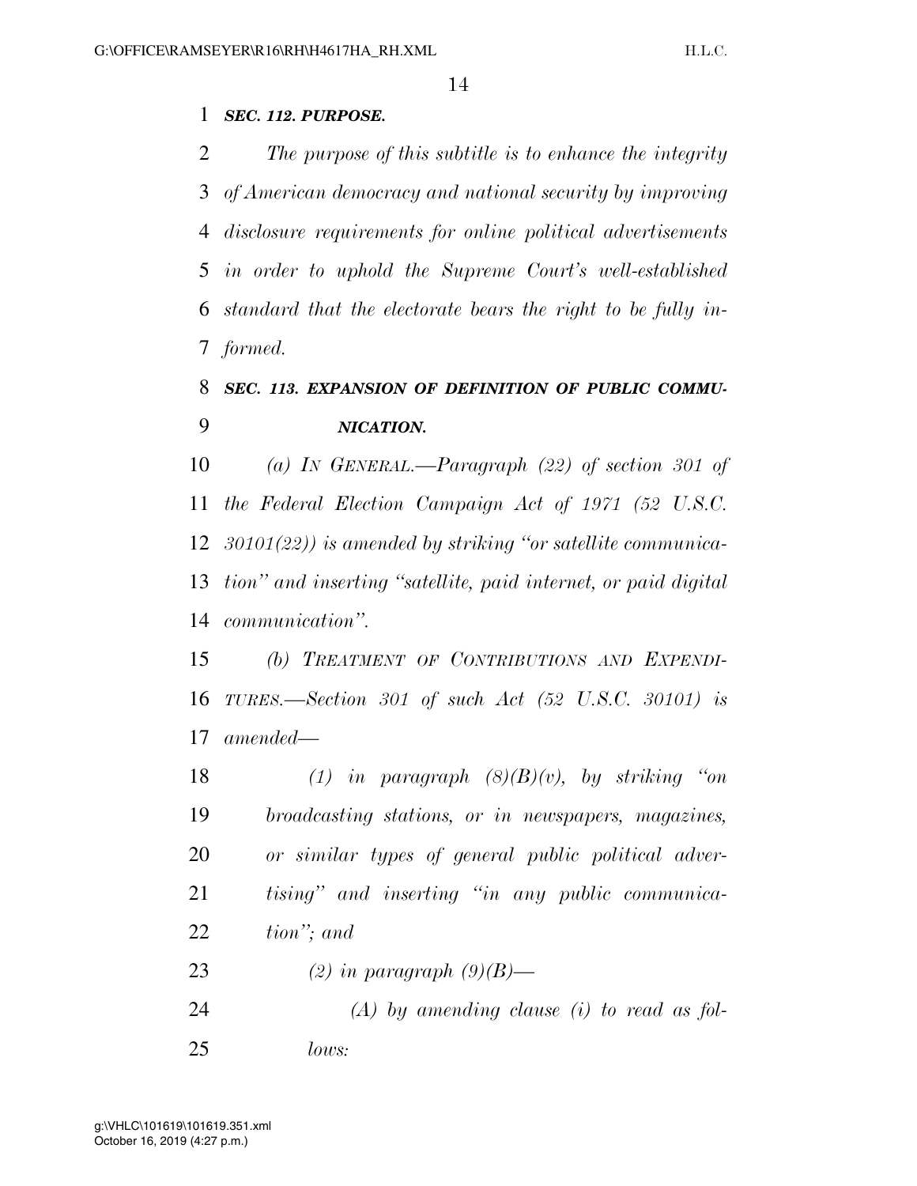***SEC. 112. PURPOSE.***

*The purpose of this subtitle is to enhance the integrity of American democracy and national security by improving disclosure requirements for online political advertisements in order to uphold the Supreme Court's well-established standard that the electorate bears the right to be fully informed.*

***SEC. 113. EXPANSION OF DEFINITION OF PUBLIC COMMUNICATION.***

*(a) IN GENERAL.—Paragraph (22) of section 301 of the Federal Election Campaign Act of 1971 (52 U.S.C. 30101(22)) is amended by striking "or satellite communication" and inserting "satellite, paid internet, or paid digital communication".*

*(b) TREATMENT OF CONTRIBUTIONS AND EXPENDITURES.—Section 301 of such Act (52 U.S.C. 30101) is amended—*

*(1) in paragraph (8)(B)(v), by striking "on broadcasting stations, or in newspapers, magazines, or similar types of general public political advertising" and inserting "in any public communication"; and*

*(2) in paragraph (9)(B)—*

*(A) by amending clause (i) to read as follows:*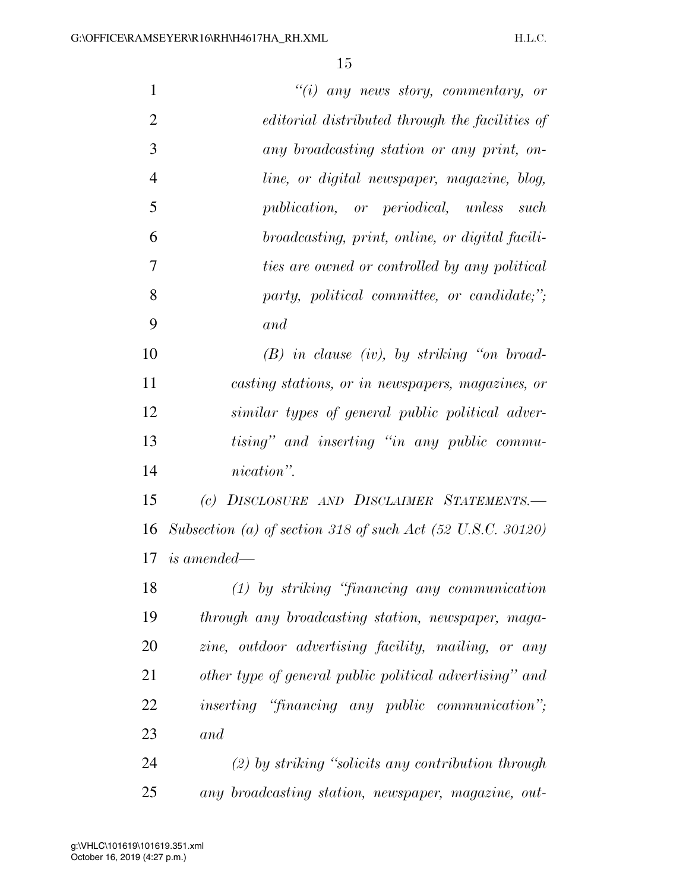*"(i) any news story, commentary, or editorial distributed through the facilities of any broadcasting station or any print, online, or digital newspaper, magazine, blog, publication, or periodical, unless such broadcasting, print, online, or digital facilities are owned or controlled by any political party, political committee, or candidate;"; and*

*(B) in clause (iv), by striking "on broadcasting stations, or in newspapers, magazines, or similar types of general public political advertising" and inserting "in any public communication".*

*(c) DISCLOSURE AND DISCLAIMER STATEMENTS.— Subsection (a) of section 318 of such Act (52 U.S.C. 30120) is amended—*

*(1) by striking "financing any communication through any broadcasting station, newspaper, magazine, outdoor advertising facility, mailing, or any other type of general public political advertising" and inserting "financing any public communication"; and*

*(2) by striking "solicits any contribution through any broadcasting station, newspaper, magazine, out-*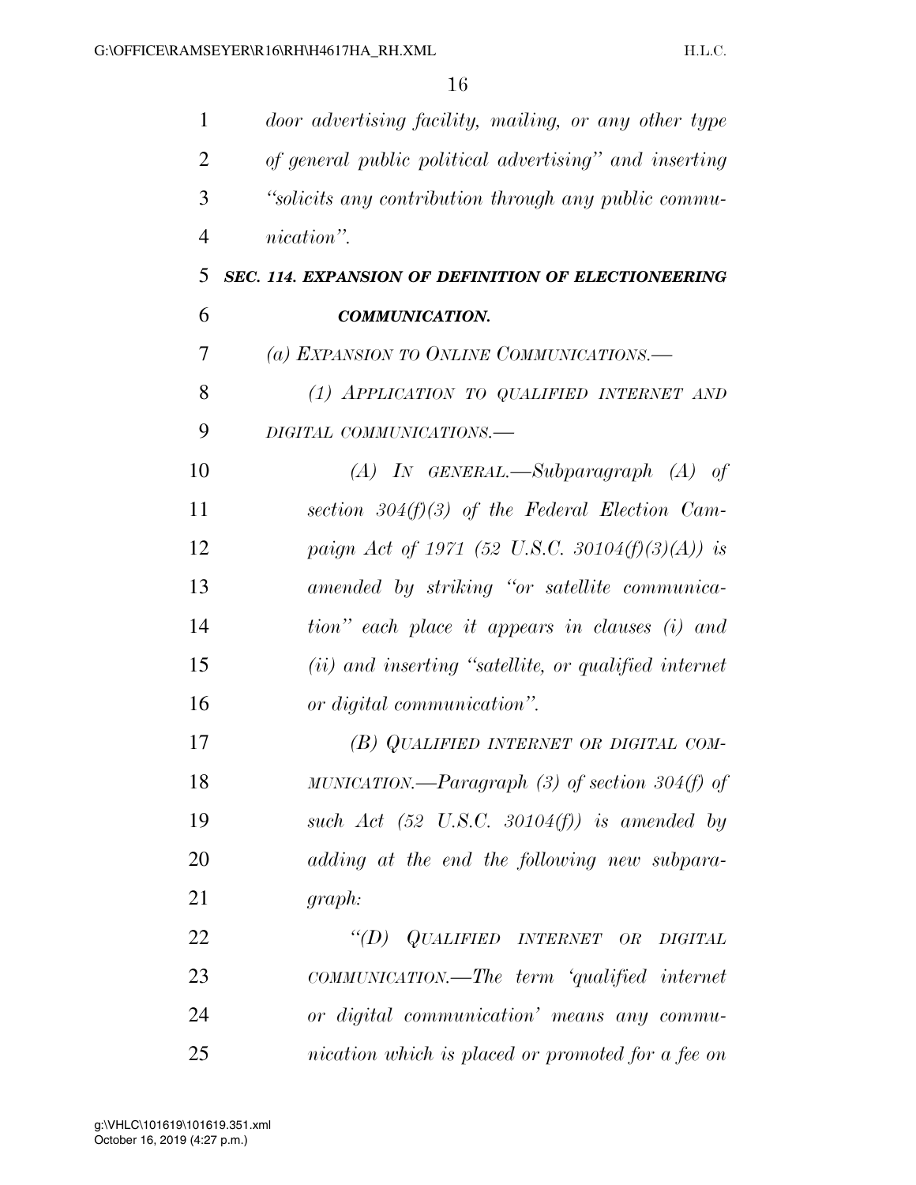*door advertising facility, mailing, or any other type of general public political advertising" and inserting "solicits any contribution through any public communication".*

***SEC. 114. EXPANSION OF DEFINITION OF ELECTIONEERING COMMUNICATION.***

*(a) EXPANSION TO ONLINE COMMUNICATIONS.—*

*(1) APPLICATION TO QUALIFIED INTERNET AND DIGITAL COMMUNICATIONS.—*

*(A) IN GENERAL.—Subparagraph (A) of section 304(f)(3) of the Federal Election Campaign Act of 1971 (52 U.S.C. 30104(f)(3)(A)) is amended by striking "or satellite communication" each place it appears in clauses (i) and (ii) and inserting "satellite, or qualified internet or digital communication".*

*(B) QUALIFIED INTERNET OR DIGITAL COMMUNICATION.—Paragraph (3) of section 304(f) of such Act (52 U.S.C. 30104(f)) is amended by adding at the end the following new subparagraph:*

*"(D) QUALIFIED INTERNET OR DIGITAL COMMUNICATION.—The term 'qualified internet or digital communication' means any communication which is placed or promoted for a fee on*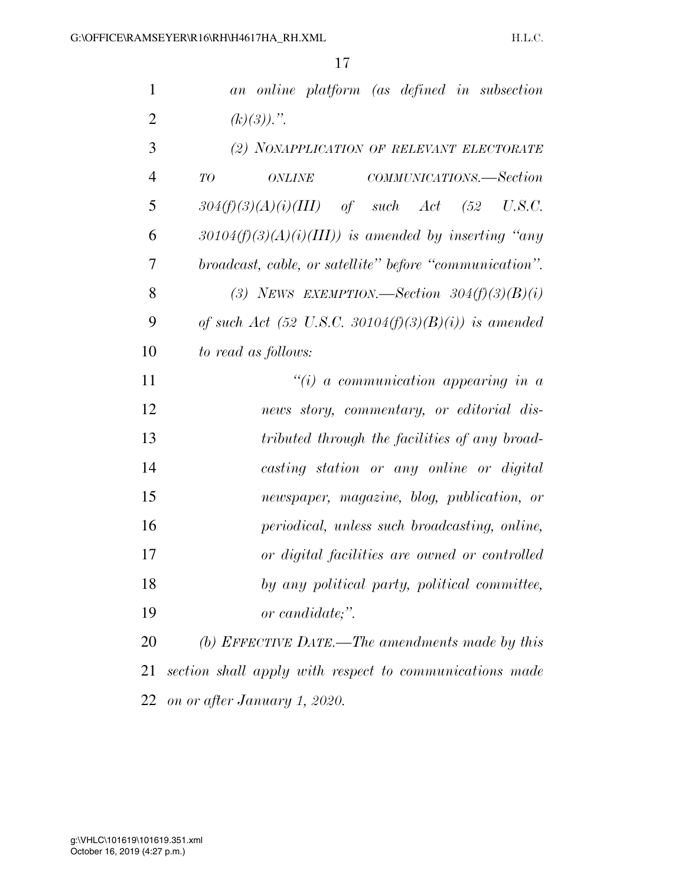*an online platform (as defined in subsection (k)(3)).".*

*(2) NONAPPLICATION OF RELEVANT ELECTORATE TO ONLINE COMMUNICATIONS.—Section 304(f)(3)(A)(i)(III) of such Act (52 U.S.C. 30104(f)(3)(A)(i)(III)) is amended by inserting "any broadcast, cable, or satellite" before "communication".*

*(3) NEWS EXEMPTION.—Section 304(f)(3)(B)(i) of such Act (52 U.S.C. 30104(f)(3)(B)(i)) is amended to read as follows:*

*"(i) a communication appearing in a news story, commentary, or editorial distributed through the facilities of any broadcasting station or any online or digital newspaper, magazine, blog, publication, or periodical, unless such broadcasting, online, or digital facilities are owned or controlled by any political party, political committee, or candidate;".*

*(b) EFFECTIVE DATE.—The amendments made by this section shall apply with respect to communications made on or after January 1, 2020.*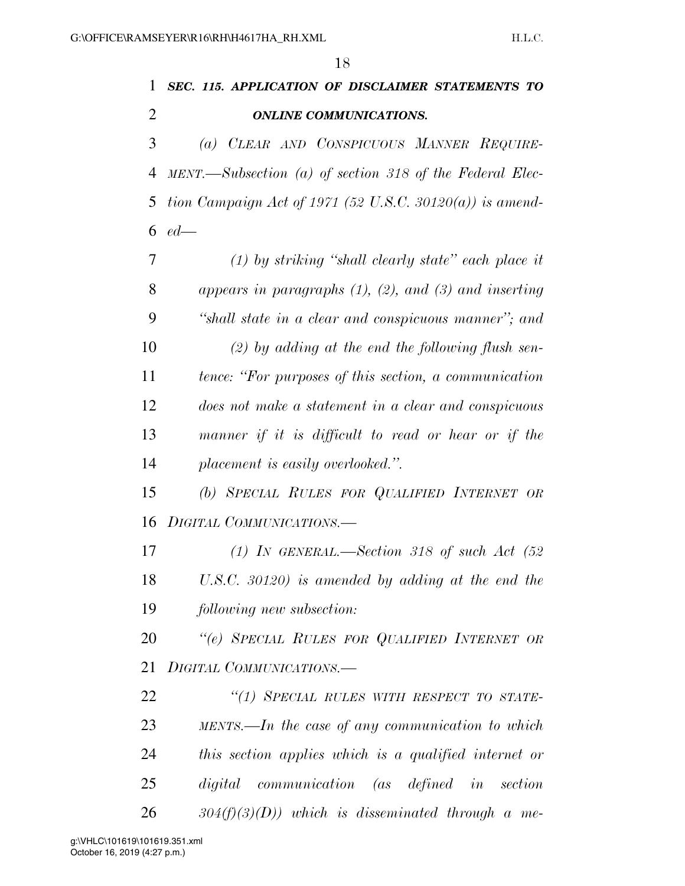***SEC. 115. APPLICATION OF DISCLAIMER STATEMENTS TO ONLINE COMMUNICATIONS.***

*(a) CLEAR AND CONSPICUOUS MANNER REQUIREMENT.—Subsection (a) of section 318 of the Federal Election Campaign Act of 1971 (52 U.S.C. 30120(a)) is amended—*

*(1) by striking "shall clearly state" each place it appears in paragraphs (1), (2), and (3) and inserting "shall state in a clear and conspicuous manner"; and*

*(2) by adding at the end the following flush sentence: "For purposes of this section, a communication does not make a statement in a clear and conspicuous manner if it is difficult to read or hear or if the placement is easily overlooked.".*

*(b) SPECIAL RULES FOR QUALIFIED INTERNET OR DIGITAL COMMUNICATIONS.—*

*(1) IN GENERAL.—Section 318 of such Act (52 U.S.C. 30120) is amended by adding at the end the following new subsection:*

*"(e) SPECIAL RULES FOR QUALIFIED INTERNET OR DIGITAL COMMUNICATIONS.—*

*"(1) SPECIAL RULES WITH RESPECT TO STATEMENTS.—In the case of any communication to which this section applies which is a qualified internet or digital communication (as defined in section 304(f)(3)(D)) which is disseminated through a me-*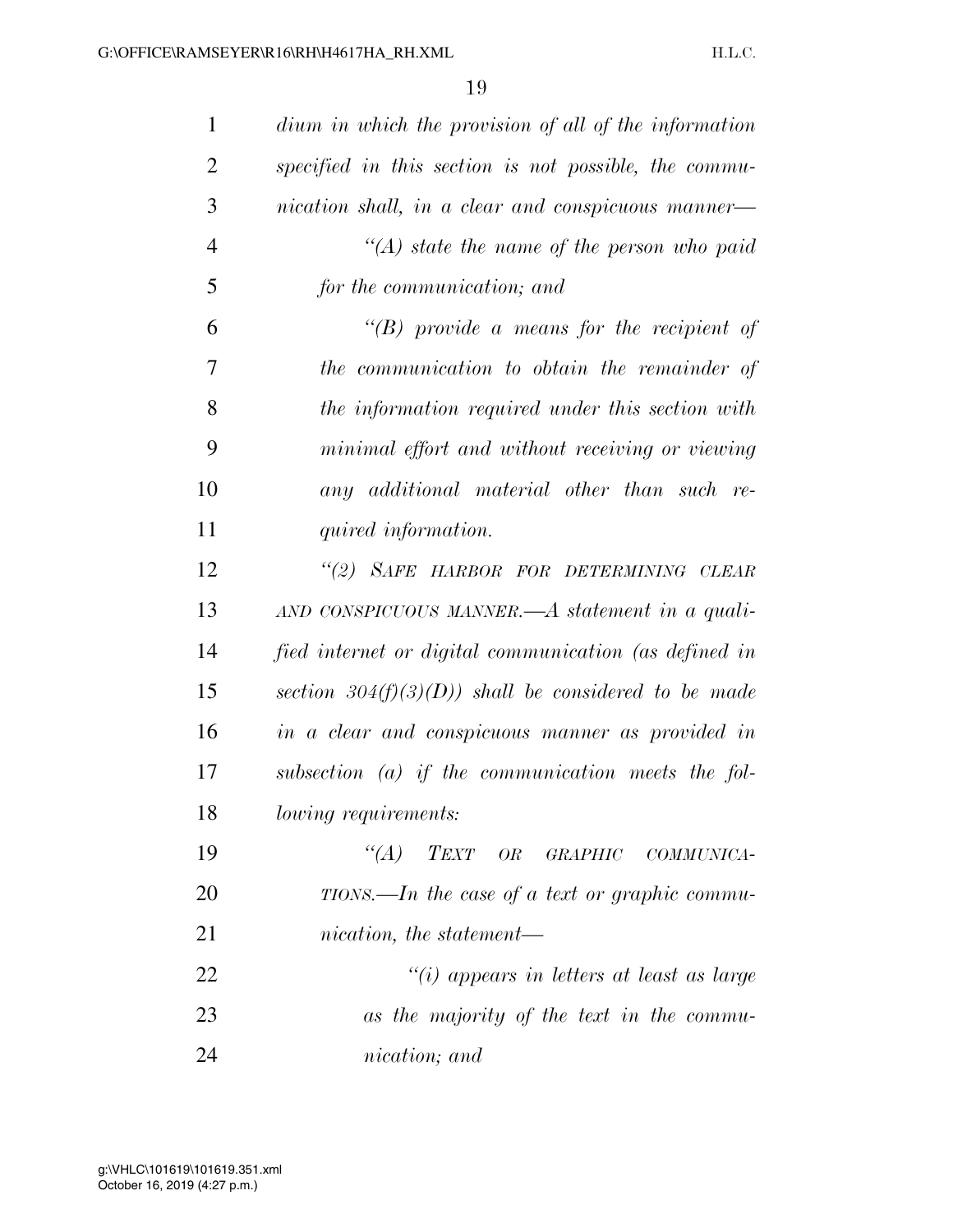*dium in which the provision of all of the information specified in this section is not possible, the communication shall, in a clear and conspicuous manner—*

*"(A) state the name of the person who paid for the communication; and*

*"(B) provide a means for the recipient of the communication to obtain the remainder of the information required under this section with minimal effort and without receiving or viewing any additional material other than such required information.*

*"(2) SAFE HARBOR FOR DETERMINING CLEAR AND CONSPICUOUS MANNER.—A statement in a qualified internet or digital communication (as defined in section 304(f)(3)(D)) shall be considered to be made in a clear and conspicuous manner as provided in subsection (a) if the communication meets the following requirements:*

*"(A) TEXT OR GRAPHIC COMMUNICATIONS.—In the case of a text or graphic communication, the statement—*

*"(i) appears in letters at least as large as the majority of the text in the communication; and*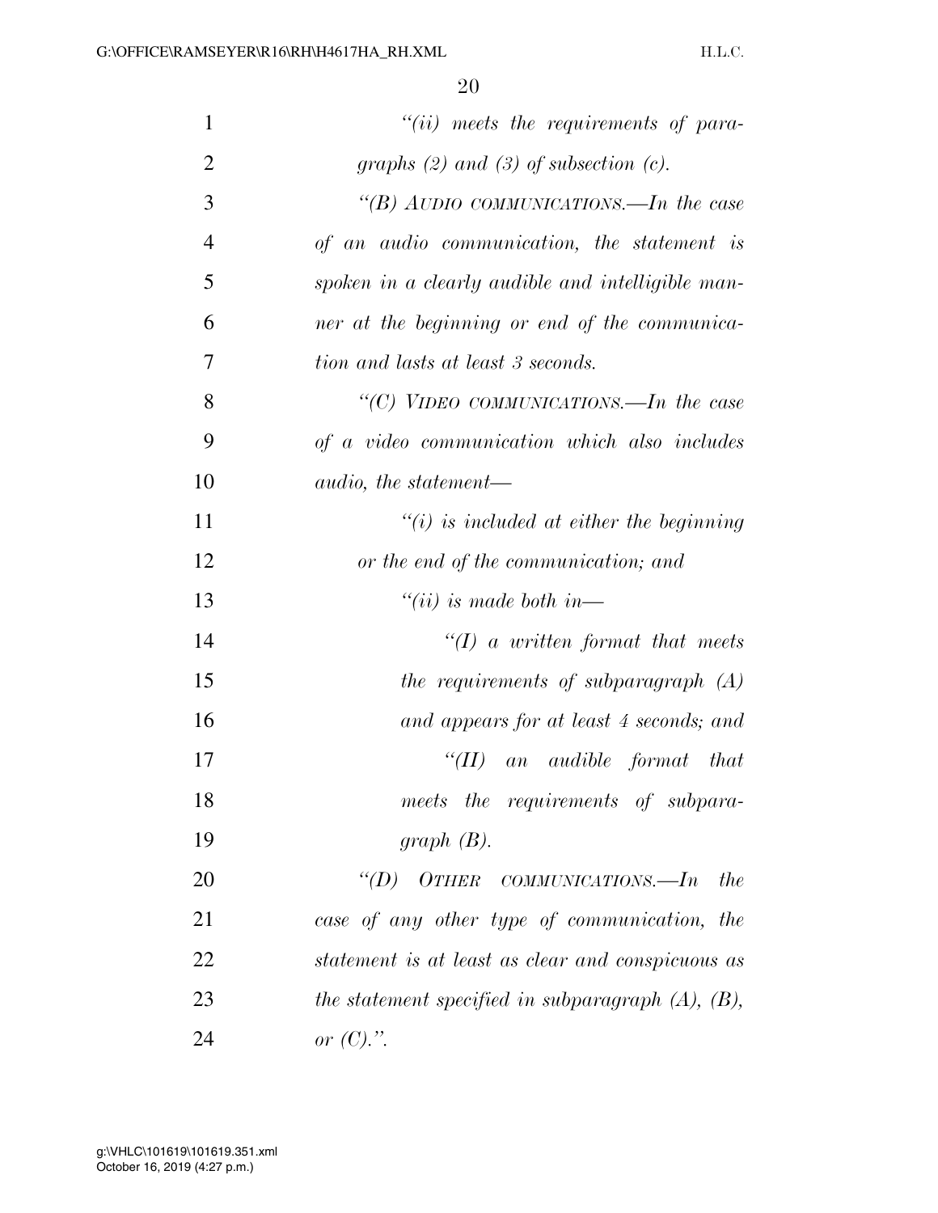*"(ii) meets the requirements of paragraphs (2) and (3) of subsection (c).*

*"(B) AUDIO COMMUNICATIONS.—In the case of an audio communication, the statement is spoken in a clearly audible and intelligible manner at the beginning or end of the communication and lasts at least 3 seconds.*

*"(C) VIDEO COMMUNICATIONS.—In the case of a video communication which also includes audio, the statement—*

*"(i) is included at either the beginning or the end of the communication; and*

*"(ii) is made both in—*

*"(I) a written format that meets the requirements of subparagraph (A) and appears for at least 4 seconds; and*

*"(II) an audible format that meets the requirements of subparagraph (B).*

*"(D) OTHER COMMUNICATIONS.—In the case of any other type of communication, the statement is at least as clear and conspicuous as the statement specified in subparagraph (A), (B), or (C).".*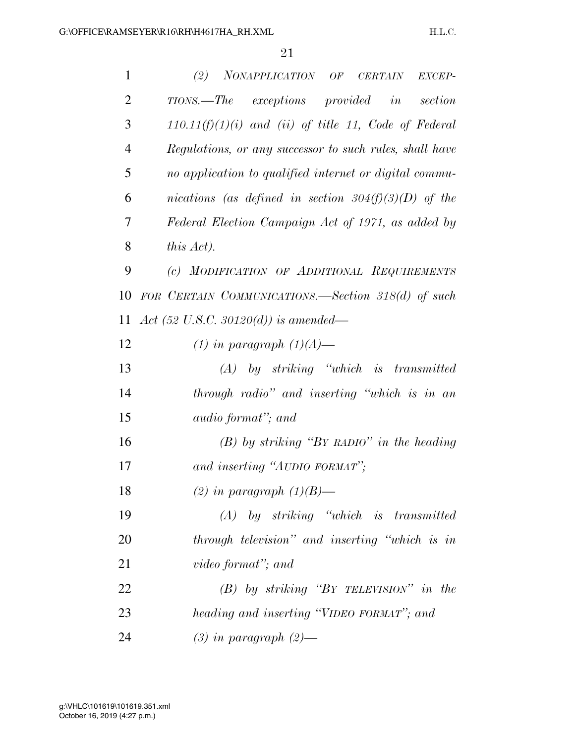*(2) NONAPPLICATION OF CERTAIN EXCEPTIONS.—The exceptions provided in section 110.11(f)(1)(i) and (ii) of title 11, Code of Federal Regulations, or any successor to such rules, shall have no application to qualified internet or digital communications (as defined in section 304(f)(3)(D) of the Federal Election Campaign Act of 1971, as added by this Act).*

*(c) MODIFICATION OF ADDITIONAL REQUIREMENTS FOR CERTAIN COMMUNICATIONS.—Section 318(d) of such Act (52 U.S.C. 30120(d)) is amended—*

*(1) in paragraph (1)(A)—*

*(A) by striking "which is transmitted through radio" and inserting "which is in an audio format"; and*

*(B) by striking "BY RADIO" in the heading and inserting "AUDIO FORMAT";*

*(2) in paragraph (1)(B)—*

*(A) by striking "which is transmitted through television" and inserting "which is in video format"; and*

*(B) by striking "BY TELEVISION" in the heading and inserting "VIDEO FORMAT"; and*

*(3) in paragraph (2)—*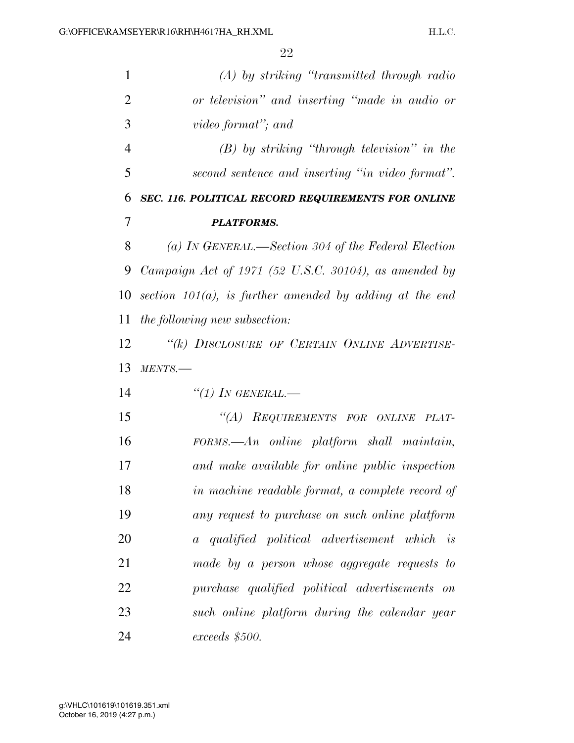*(A) by striking "transmitted through radio or television" and inserting "made in audio or video format"; and*

*(B) by striking "through television" in the second sentence and inserting "in video format".*

***SEC. 116. POLITICAL RECORD REQUIREMENTS FOR ONLINE PLATFORMS.***

*(a) IN GENERAL.—Section 304 of the Federal Election Campaign Act of 1971 (52 U.S.C. 30104), as amended by section 101(a), is further amended by adding at the end the following new subsection:*

*"(k) DISCLOSURE OF CERTAIN ONLINE ADVERTISEMENTS.—*

*"(1) IN GENERAL.—*

*"(A) REQUIREMENTS FOR ONLINE PLATFORMS.—An online platform shall maintain, and make available for online public inspection in machine readable format, a complete record of any request to purchase on such online platform a qualified political advertisement which is made by a person whose aggregate requests to purchase qualified political advertisements on such online platform during the calendar year exceeds $500.*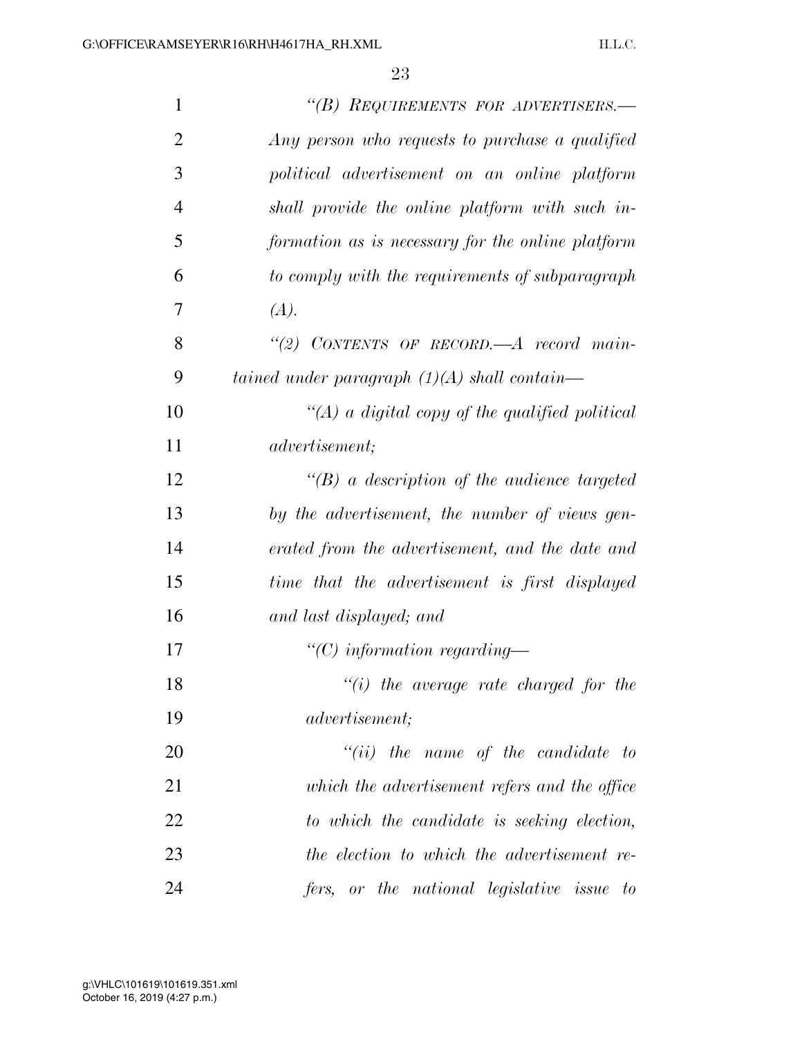*"(B) REQUIREMENTS FOR ADVERTISERS.—Any person who requests to purchase a qualified political advertisement on an online platform shall provide the online platform with such information as is necessary for the online platform to comply with the requirements of subparagraph (A).*

*"(2) CONTENTS OF RECORD.—A record maintained under paragraph (1)(A) shall contain—*

*"(A) a digital copy of the qualified political advertisement;*

*"(B) a description of the audience targeted by the advertisement, the number of views generated from the advertisement, and the date and time that the advertisement is first displayed and last displayed; and*

*"(C) information regarding—*

*"(i) the average rate charged for the advertisement;*

*"(ii) the name of the candidate to which the advertisement refers and the office to which the candidate is seeking election, the election to which the advertisement refers, or the national legislative issue to*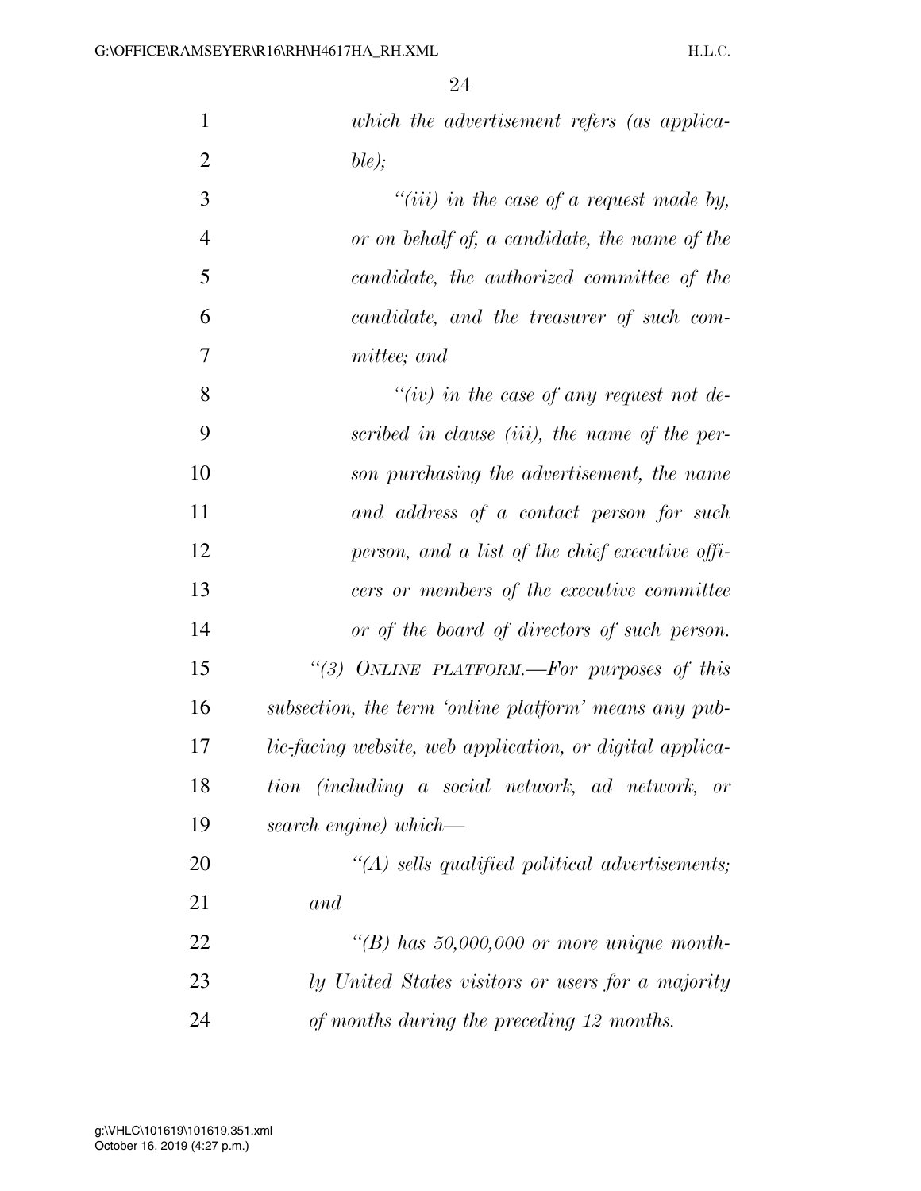*which the advertisement refers (as applicable);*

*"(iii) in the case of a request made by, or on behalf of, a candidate, the name of the candidate, the authorized committee of the candidate, and the treasurer of such committee; and*

*"(iv) in the case of any request not described in clause (iii), the name of the person purchasing the advertisement, the name and address of a contact person for such person, and a list of the chief executive officers or members of the executive committee or of the board of directors of such person.*

*"(3) ONLINE PLATFORM.—For purposes of this subsection, the term 'online platform' means any public-facing website, web application, or digital application (including a social network, ad network, or search engine) which—*

*"(A) sells qualified political advertisements; and*

*"(B) has 50,000,000 or more unique monthly United States visitors or users for a majority of months during the preceding 12 months.*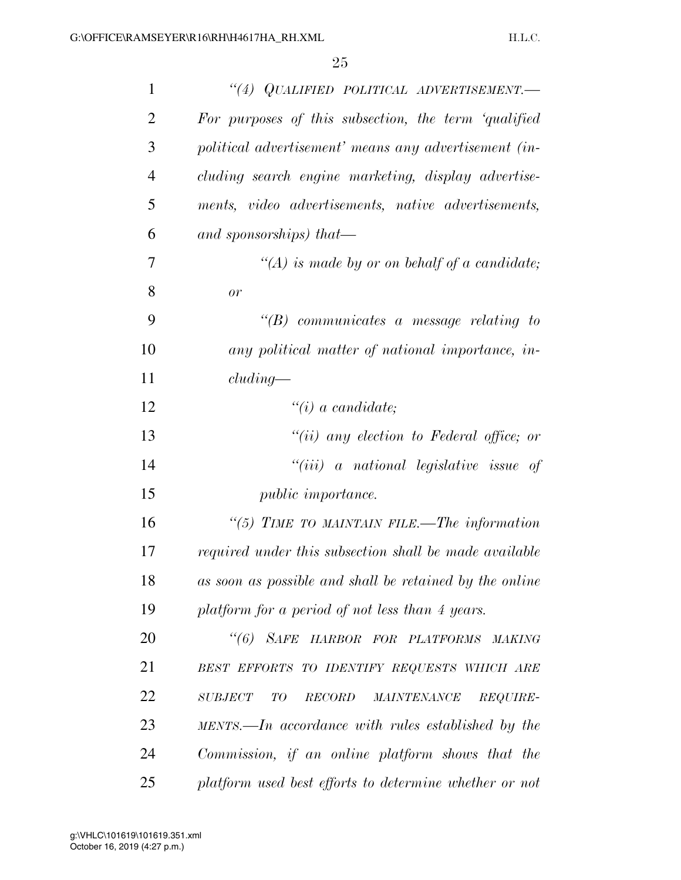*"(4) QUALIFIED POLITICAL ADVERTISEMENT.— For purposes of this subsection, the term 'qualified political advertisement' means any advertisement (including search engine marketing, display advertisements, video advertisements, native advertisements, and sponsorships) that—*

*"(A) is made by or on behalf of a candidate; or*

*"(B) communicates a message relating to any political matter of national importance, including—*

*"(i) a candidate;*

*"(ii) any election to Federal office; or*

*"(iii) a national legislative issue of public importance.*

*"(5) TIME TO MAINTAIN FILE.—The information required under this subsection shall be made available as soon as possible and shall be retained by the online platform for a period of not less than 4 years.*

*"(6) SAFE HARBOR FOR PLATFORMS MAKING BEST EFFORTS TO IDENTIFY REQUESTS WHICH ARE SUBJECT TO RECORD MAINTENANCE REQUIREMENTS.—In accordance with rules established by the Commission, if an online platform shows that the platform used best efforts to determine whether or not*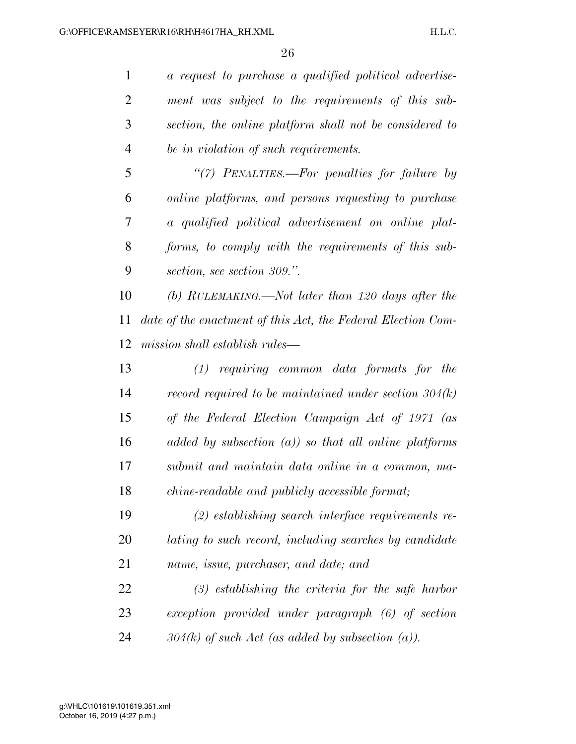*a request to purchase a qualified political advertisement was subject to the requirements of this subsection, the online platform shall not be considered to be in violation of such requirements.*

*"(7) PENALTIES.—For penalties for failure by online platforms, and persons requesting to purchase a qualified political advertisement on online platforms, to comply with the requirements of this subsection, see section 309.".*

*(b) RULEMAKING.—Not later than 120 days after the date of the enactment of this Act, the Federal Election Commission shall establish rules—*

*(1) requiring common data formats for the record required to be maintained under section 304(k) of the Federal Election Campaign Act of 1971 (as added by subsection (a)) so that all online platforms submit and maintain data online in a common, machine-readable and publicly accessible format;*

*(2) establishing search interface requirements relating to such record, including searches by candidate name, issue, purchaser, and date; and*

*(3) establishing the criteria for the safe harbor exception provided under paragraph (6) of section 304(k) of such Act (as added by subsection (a)).*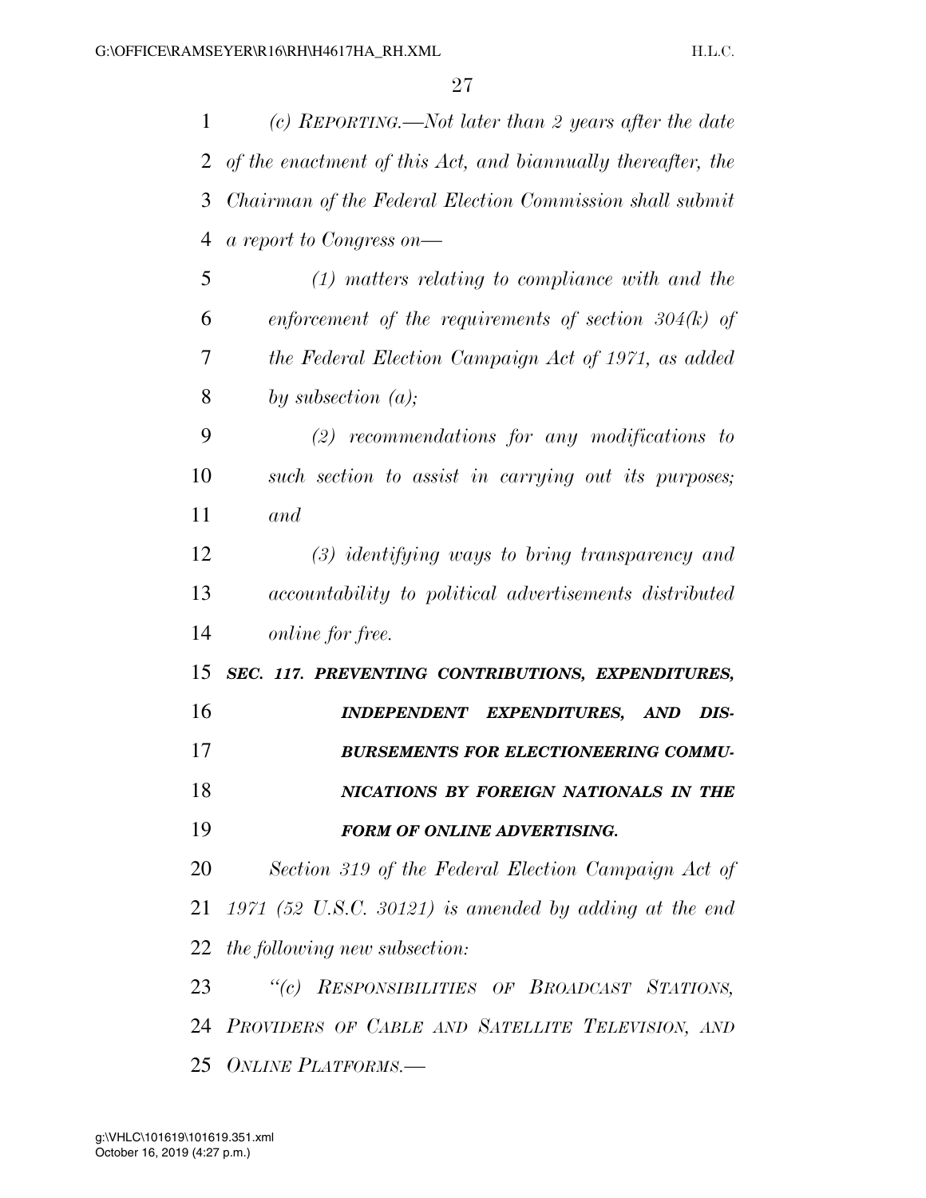*(c) REPORTING.—Not later than 2 years after the date of the enactment of this Act, and biannually thereafter, the Chairman of the Federal Election Commission shall submit a report to Congress on—*

*(1) matters relating to compliance with and the enforcement of the requirements of section 304(k) of the Federal Election Campaign Act of 1971, as added by subsection (a);*

*(2) recommendations for any modifications to such section to assist in carrying out its purposes; and*

*(3) identifying ways to bring transparency and accountability to political advertisements distributed online for free.*

***SEC. 117. PREVENTING CONTRIBUTIONS, EXPENDITURES, INDEPENDENT EXPENDITURES, AND DISBURSEMENTS FOR ELECTIONEERING COMMUNICATIONS BY FOREIGN NATIONALS IN THE FORM OF ONLINE ADVERTISING.***

*Section 319 of the Federal Election Campaign Act of 1971 (52 U.S.C. 30121) is amended by adding at the end the following new subsection:*

*"(c) RESPONSIBILITIES OF BROADCAST STATIONS, PROVIDERS OF CABLE AND SATELLITE TELEVISION, AND ONLINE PLATFORMS.—*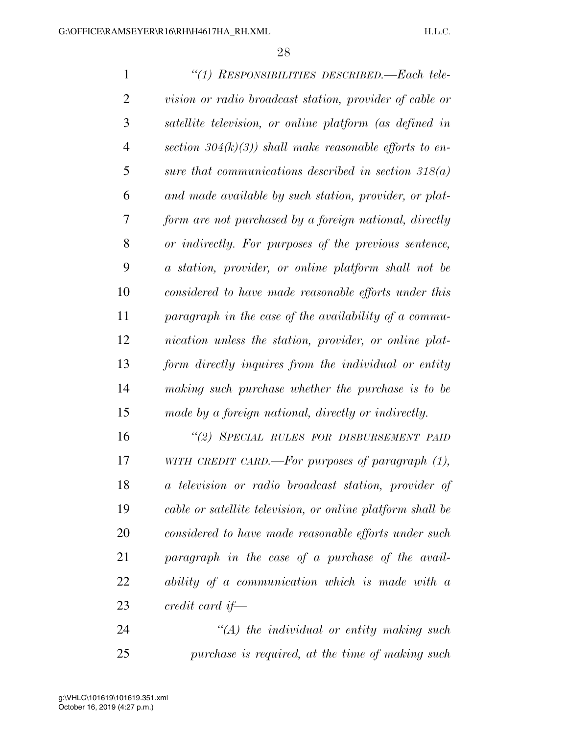*"(1) RESPONSIBILITIES DESCRIBED.—Each television or radio broadcast station, provider of cable or satellite television, or online platform (as defined in section 304(k)(3)) shall make reasonable efforts to ensure that communications described in section 318(a) and made available by such station, provider, or platform are not purchased by a foreign national, directly or indirectly. For purposes of the previous sentence, a station, provider, or online platform shall not be considered to have made reasonable efforts under this paragraph in the case of the availability of a communication unless the station, provider, or online platform directly inquires from the individual or entity making such purchase whether the purchase is to be made by a foreign national, directly or indirectly.*

*"(2) SPECIAL RULES FOR DISBURSEMENT PAID WITH CREDIT CARD.—For purposes of paragraph (1), a television or radio broadcast station, provider of cable or satellite television, or online platform shall be considered to have made reasonable efforts under such paragraph in the case of a purchase of the availability of a communication which is made with a credit card if—*

*"(A) the individual or entity making such purchase is required, at the time of making such*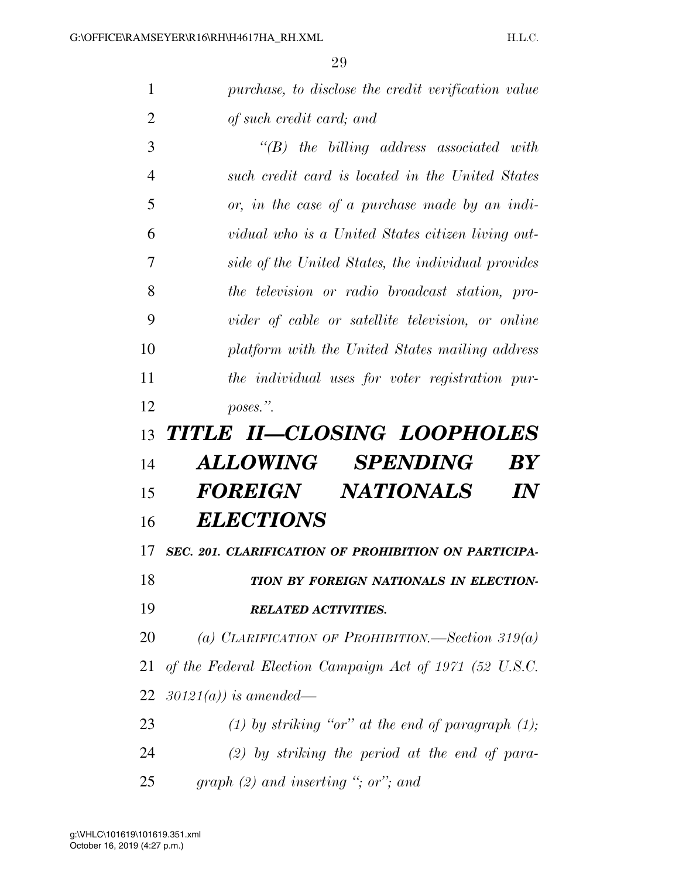*purchase, to disclose the credit verification value of such credit card; and*

*"(B) the billing address associated with such credit card is located in the United States or, in the case of a purchase made by an individual who is a United States citizen living outside of the United States, the individual provides the television or radio broadcast station, provider of cable or satellite television, or online platform with the United States mailing address the individual uses for voter registration purposes.".*

# *TITLE II—CLOSING LOOPHOLES ALLOWING SPENDING BY FOREIGN NATIONALS IN ELECTIONS*

### *SEC. 201. CLARIFICATION OF PROHIBITION ON PARTICIPATION BY FOREIGN NATIONALS IN ELECTION-RELATED ACTIVITIES.*

*(a) CLARIFICATION OF PROHIBITION.—Section 319(a) of the Federal Election Campaign Act of 1971 (52 U.S.C. 30121(a)) is amended—*

*(1) by striking "or" at the end of paragraph (1);*

*(2) by striking the period at the end of paragraph (2) and inserting "; or"; and*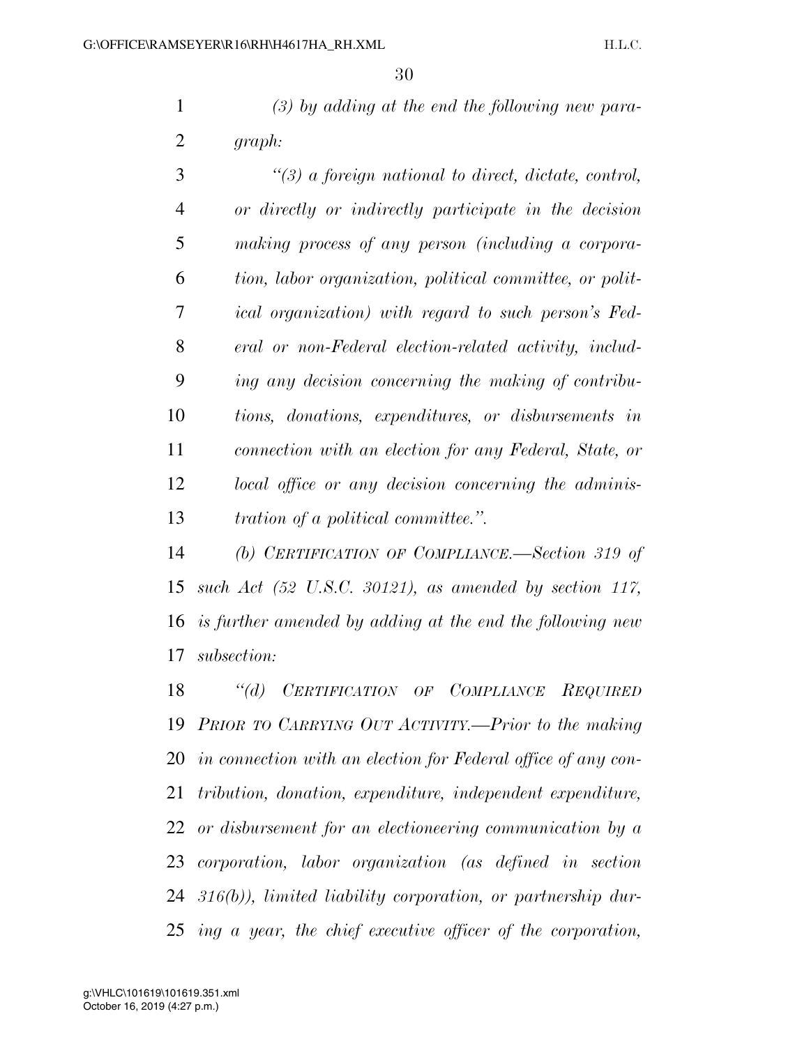*(3) by adding at the end the following new paragraph:*

*"(3) a foreign national to direct, dictate, control, or directly or indirectly participate in the decision making process of any person (including a corporation, labor organization, political committee, or political organization) with regard to such person's Federal or non-Federal election-related activity, including any decision concerning the making of contributions, donations, expenditures, or disbursements in connection with an election for any Federal, State, or local office or any decision concerning the administration of a political committee.".*

*(b) CERTIFICATION OF COMPLIANCE.—Section 319 of such Act (52 U.S.C. 30121), as amended by section 117, is further amended by adding at the end the following new subsection:*

*"(d) CERTIFICATION OF COMPLIANCE REQUIRED PRIOR TO CARRYING OUT ACTIVITY.—Prior to the making in connection with an election for Federal office of any contribution, donation, expenditure, independent expenditure, or disbursement for an electioneering communication by a corporation, labor organization (as defined in section 316(b)), limited liability corporation, or partnership during a year, the chief executive officer of the corporation,*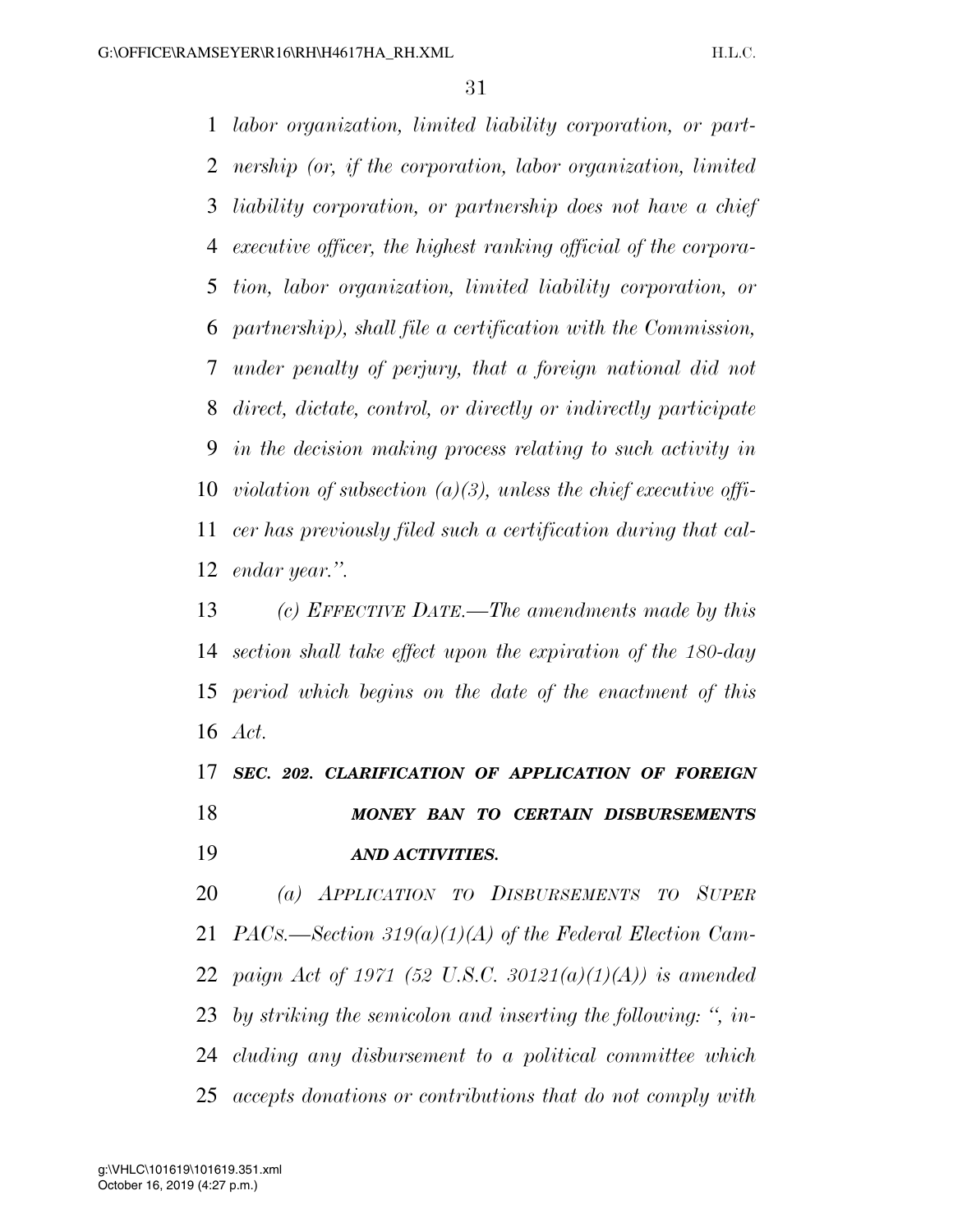*labor organization, limited liability corporation, or partnership (or, if the corporation, labor organization, limited liability corporation, or partnership does not have a chief executive officer, the highest ranking official of the corporation, labor organization, limited liability corporation, or partnership), shall file a certification with the Commission, under penalty of perjury, that a foreign national did not direct, dictate, control, or directly or indirectly participate in the decision making process relating to such activity in violation of subsection (a)(3), unless the chief executive officer has previously filed such a certification during that calendar year.".*

*(c) EFFECTIVE DATE.—The amendments made by this section shall take effect upon the expiration of the 180-day period which begins on the date of the enactment of this Act.*

***SEC. 202. CLARIFICATION OF APPLICATION OF FOREIGN MONEY BAN TO CERTAIN DISBURSEMENTS AND ACTIVITIES.***

*(a) APPLICATION TO DISBURSEMENTS TO SUPER PACS.—Section 319(a)(1)(A) of the Federal Election Campaign Act of 1971 (52 U.S.C. 30121(a)(1)(A)) is amended by striking the semicolon and inserting the following: ", including any disbursement to a political committee which accepts donations or contributions that do not comply with*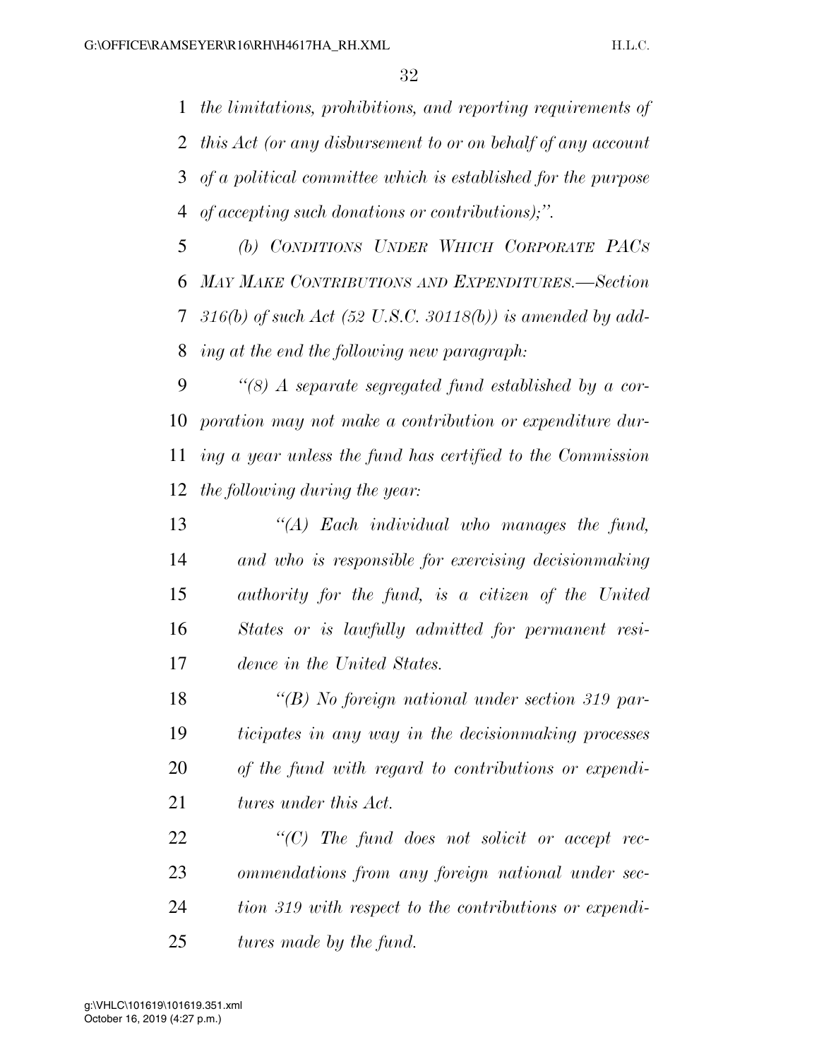*the limitations, prohibitions, and reporting requirements of this Act (or any disbursement to or on behalf of any account of a political committee which is established for the purpose of accepting such donations or contributions);".*

*(b) CONDITIONS UNDER WHICH CORPORATE PACS MAY MAKE CONTRIBUTIONS AND EXPENDITURES.—Section 316(b) of such Act (52 U.S.C. 30118(b)) is amended by adding at the end the following new paragraph:*

*"(8) A separate segregated fund established by a corporation may not make a contribution or expenditure during a year unless the fund has certified to the Commission the following during the year:*

*"(A) Each individual who manages the fund, and who is responsible for exercising decisionmaking authority for the fund, is a citizen of the United States or is lawfully admitted for permanent residence in the United States.*

*"(B) No foreign national under section 319 participates in any way in the decisionmaking processes of the fund with regard to contributions or expenditures under this Act.*

*"(C) The fund does not solicit or accept recommendations from any foreign national under section 319 with respect to the contributions or expenditures made by the fund.*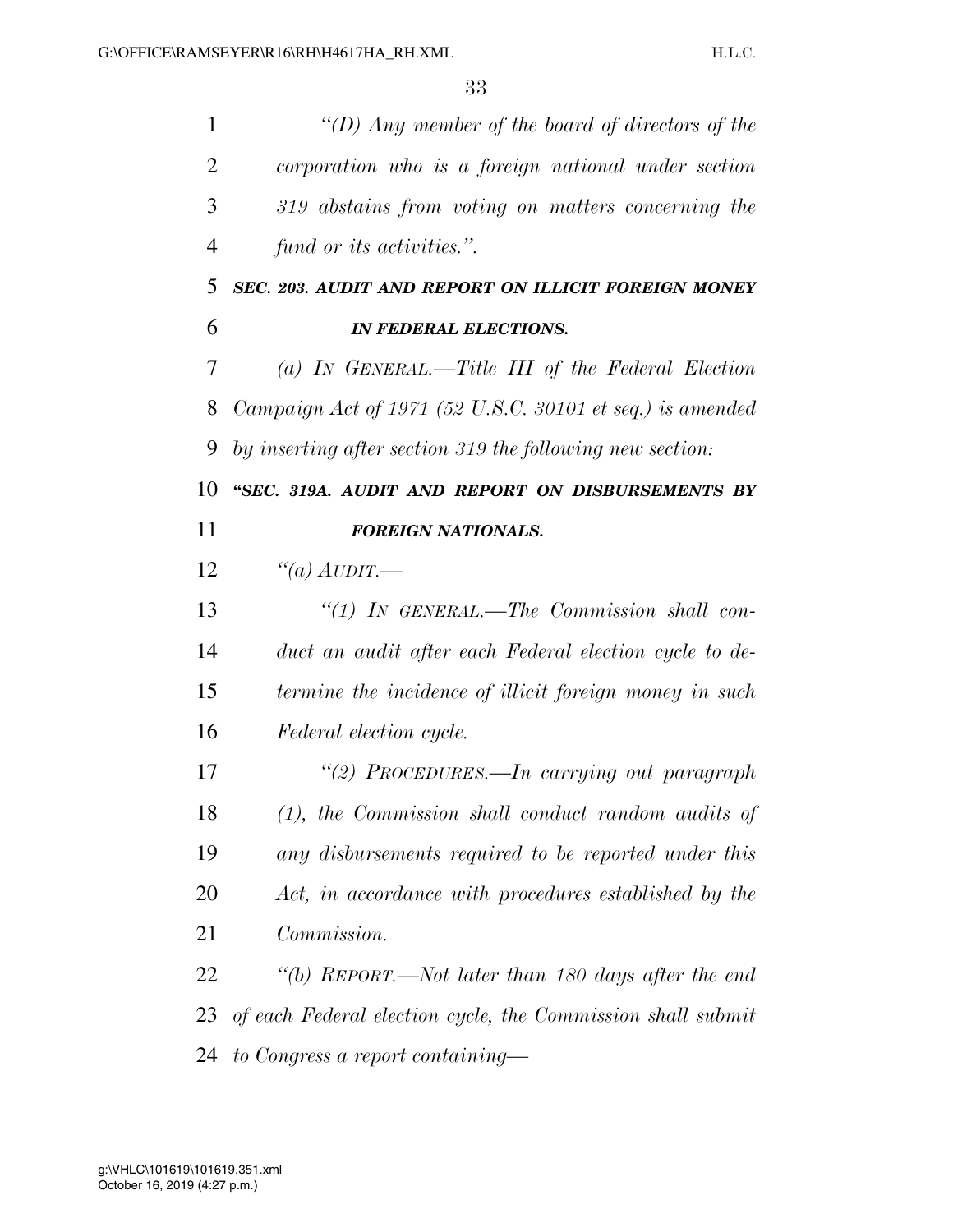*"(D) Any member of the board of directors of the corporation who is a foreign national under section 319 abstains from voting on matters concerning the fund or its activities.".*

***SEC. 203. AUDIT AND REPORT ON ILLICIT FOREIGN MONEY IN FEDERAL ELECTIONS.***

*(a) IN GENERAL.—Title III of the Federal Election Campaign Act of 1971 (52 U.S.C. 30101 et seq.) is amended by inserting after section 319 the following new section:*

***"SEC. 319A. AUDIT AND REPORT ON DISBURSEMENTS BY FOREIGN NATIONALS.***

*"(a) AUDIT.—*

*"(1) IN GENERAL.—The Commission shall conduct an audit after each Federal election cycle to determine the incidence of illicit foreign money in such Federal election cycle.*

*"(2) PROCEDURES.—In carrying out paragraph (1), the Commission shall conduct random audits of any disbursements required to be reported under this Act, in accordance with procedures established by the Commission.*

*"(b) REPORT.—Not later than 180 days after the end of each Federal election cycle, the Commission shall submit to Congress a report containing—*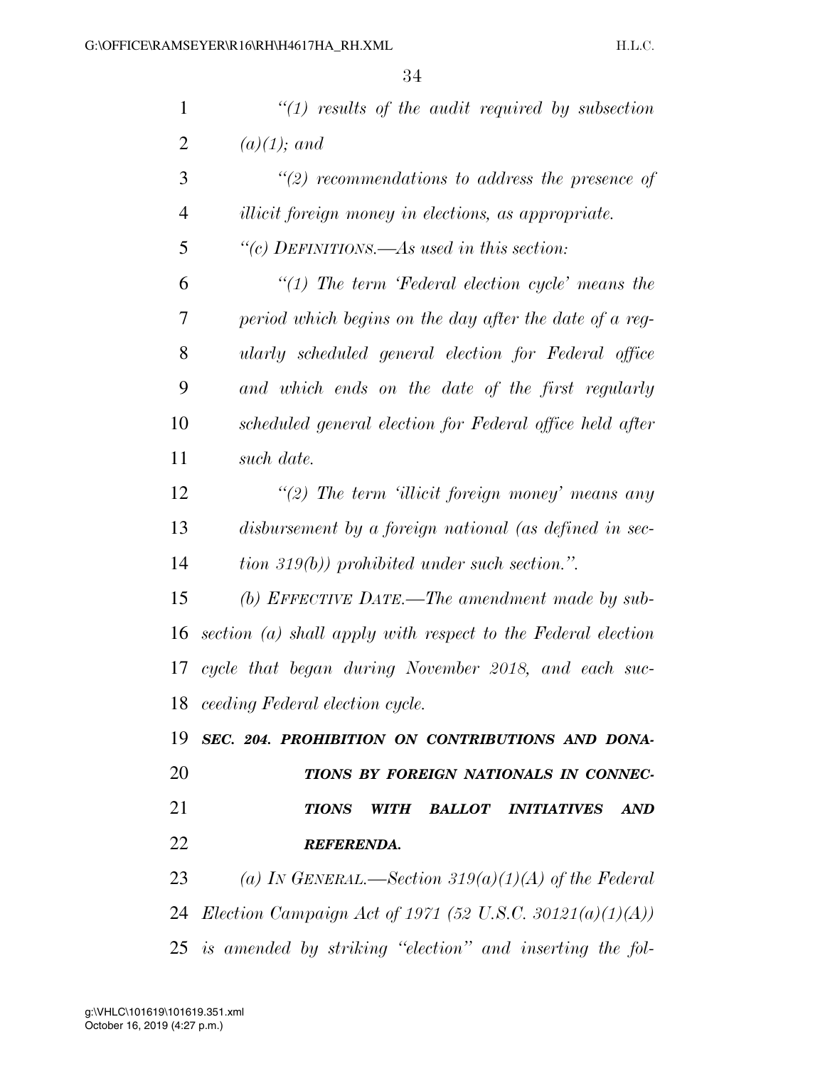*"(1) results of the audit required by subsection (a)(1); and*

*"(2) recommendations to address the presence of illicit foreign money in elections, as appropriate.*

*"(c) DEFINITIONS.—As used in this section:*

*"(1) The term 'Federal election cycle' means the period which begins on the day after the date of a regularly scheduled general election for Federal office and which ends on the date of the first regularly scheduled general election for Federal office held after such date.*

*"(2) The term 'illicit foreign money' means any disbursement by a foreign national (as defined in section 319(b)) prohibited under such section.".*

*(b) EFFECTIVE DATE.—The amendment made by subsection (a) shall apply with respect to the Federal election cycle that began during November 2018, and each succeeding Federal election cycle.*

***SEC. 204. PROHIBITION ON CONTRIBUTIONS AND DONATIONS BY FOREIGN NATIONALS IN CONNECTIONS WITH BALLOT INITIATIVES AND REFERENDA.***

*(a) IN GENERAL.—Section 319(a)(1)(A) of the Federal Election Campaign Act of 1971 (52 U.S.C. 30121(a)(1)(A)) is amended by striking "election" and inserting the fol-*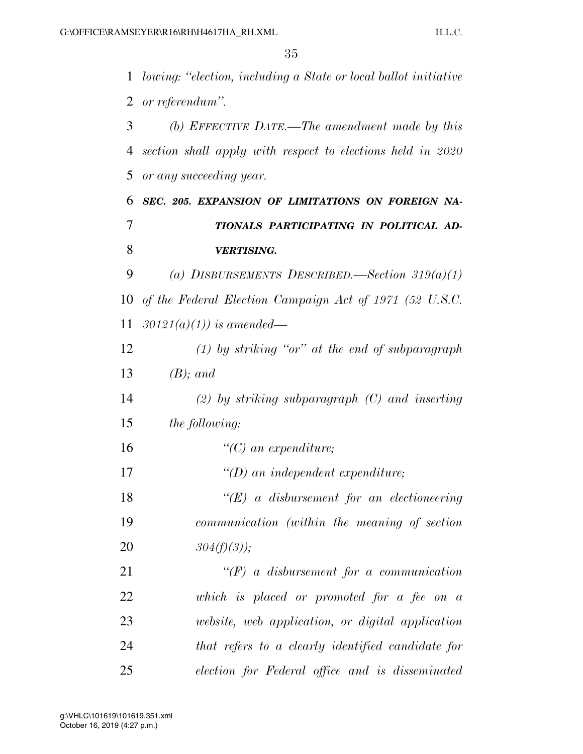*lowing: "election, including a State or local ballot initiative or referendum".*

*(b) EFFECTIVE DATE.—The amendment made by this section shall apply with respect to elections held in 2020 or any succeeding year.*

***SEC. 205. EXPANSION OF LIMITATIONS ON FOREIGN NATIONALS PARTICIPATING IN POLITICAL ADVERTISING.***

*(a) DISBURSEMENTS DESCRIBED.—Section 319(a)(1) of the Federal Election Campaign Act of 1971 (52 U.S.C. 30121(a)(1)) is amended—*

*(1) by striking "or" at the end of subparagraph (B); and*

*(2) by striking subparagraph (C) and inserting the following:*

*"(C) an expenditure;*

*"(D) an independent expenditure;*

*"(E) a disbursement for an electioneering communication (within the meaning of section 304(f)(3));*

*"(F) a disbursement for a communication which is placed or promoted for a fee on a website, web application, or digital application that refers to a clearly identified candidate for election for Federal office and is disseminated*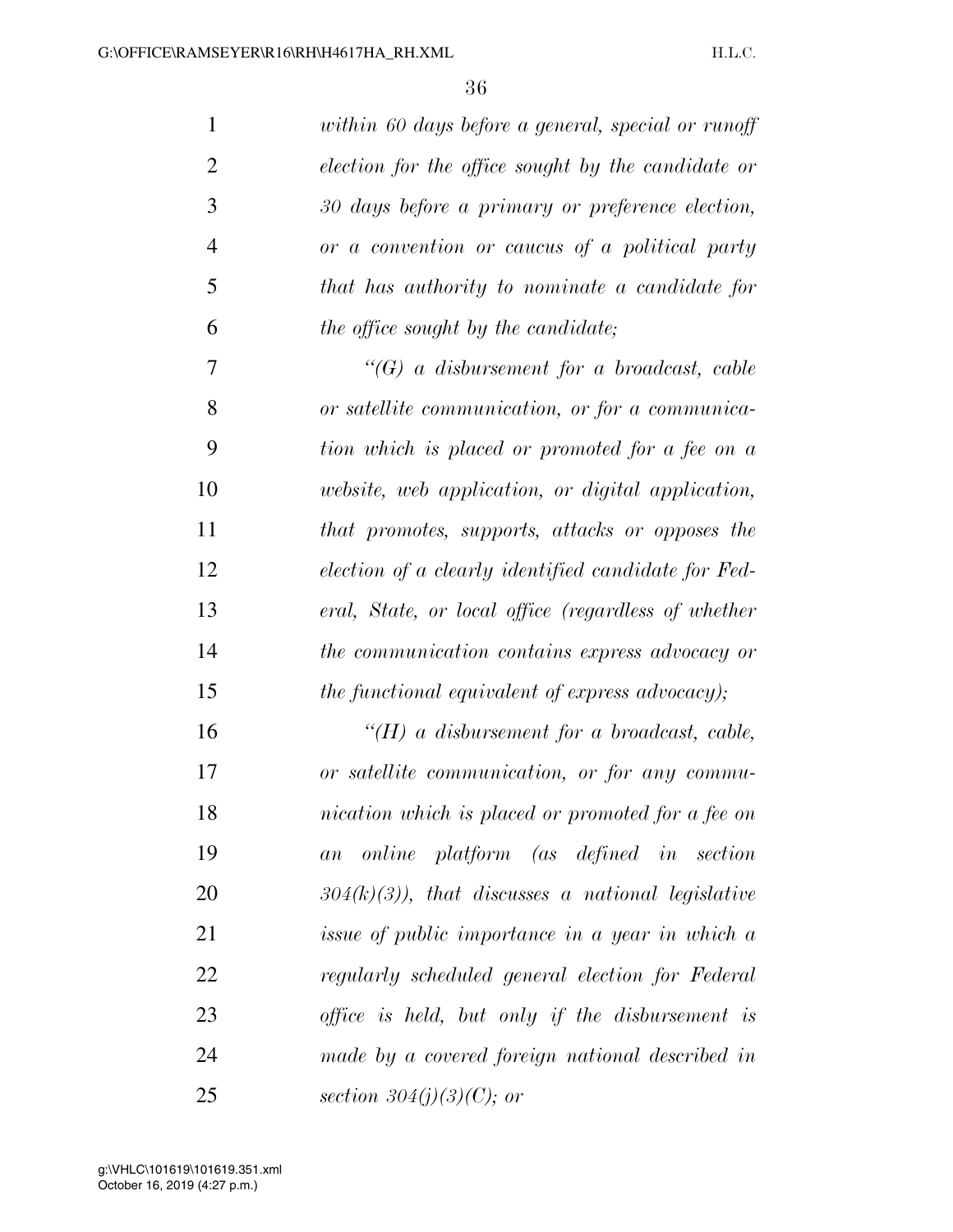*within 60 days before a general, special or runoff election for the office sought by the candidate or 30 days before a primary or preference election, or a convention or caucus of a political party that has authority to nominate a candidate for the office sought by the candidate;*

*"(G) a disbursement for a broadcast, cable or satellite communication, or for a communication which is placed or promoted for a fee on a website, web application, or digital application, that promotes, supports, attacks or opposes the election of a clearly identified candidate for Federal, State, or local office (regardless of whether the communication contains express advocacy or the functional equivalent of express advocacy);*

*"(H) a disbursement for a broadcast, cable, or satellite communication, or for any communication which is placed or promoted for a fee on an online platform (as defined in section 304(k)(3)), that discusses a national legislative issue of public importance in a year in which a regularly scheduled general election for Federal office is held, but only if the disbursement is made by a covered foreign national described in section 304(j)(3)(C); or*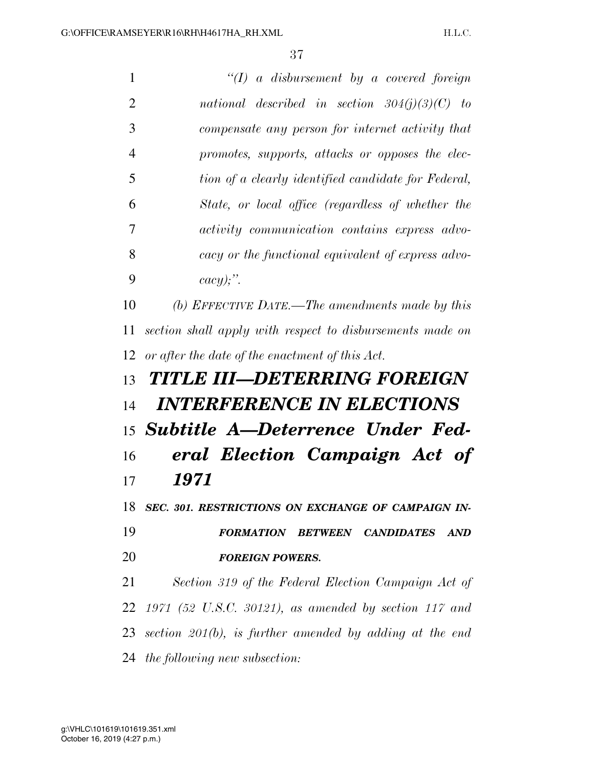*"(I) a disbursement by a covered foreign national described in section 304(j)(3)(C) to compensate any person for internet activity that promotes, supports, attacks or opposes the election of a clearly identified candidate for Federal, State, or local office (regardless of whether the activity communication contains express advocacy or the functional equivalent of express advocacy);".*

*(b) EFFECTIVE DATE.—The amendments made by this section shall apply with respect to disbursements made on or after the date of the enactment of this Act.*

# *TITLE III—DETERRING FOREIGN INTERFERENCE IN ELECTIONS*

## *Subtitle A—Deterrence Under Federal Election Campaign Act of 1971*

### *SEC. 301. RESTRICTIONS ON EXCHANGE OF CAMPAIGN INFORMATION BETWEEN CANDIDATES AND FOREIGN POWERS.*

*Section 319 of the Federal Election Campaign Act of 1971 (52 U.S.C. 30121), as amended by section 117 and section 201(b), is further amended by adding at the end the following new subsection:*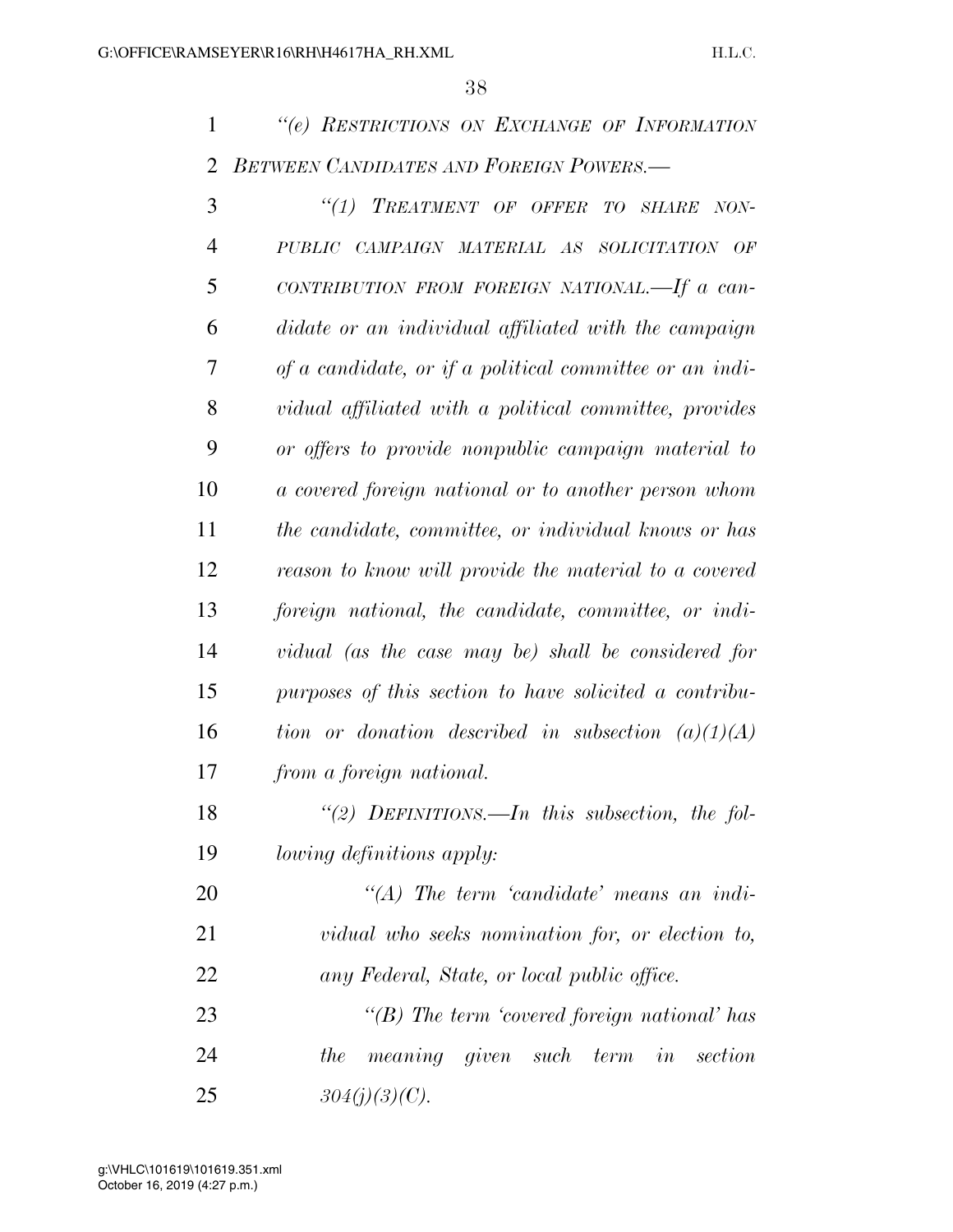*"(e) RESTRICTIONS ON EXCHANGE OF INFORMATION BETWEEN CANDIDATES AND FOREIGN POWERS.—*

*"(1) TREATMENT OF OFFER TO SHARE NONPUBLIC CAMPAIGN MATERIAL AS SOLICITATION OF CONTRIBUTION FROM FOREIGN NATIONAL.—If a candidate or an individual affiliated with the campaign of a candidate, or if a political committee or an individual affiliated with a political committee, provides or offers to provide nonpublic campaign material to a covered foreign national or to another person whom the candidate, committee, or individual knows or has reason to know will provide the material to a covered foreign national, the candidate, committee, or individual (as the case may be) shall be considered for purposes of this section to have solicited a contribution or donation described in subsection (a)(1)(A) from a foreign national.*

*"(2) DEFINITIONS.—In this subsection, the following definitions apply:*

*"(A) The term 'candidate' means an individual who seeks nomination for, or election to, any Federal, State, or local public office.*

*"(B) The term 'covered foreign national' has the meaning given such term in section 304(j)(3)(C).*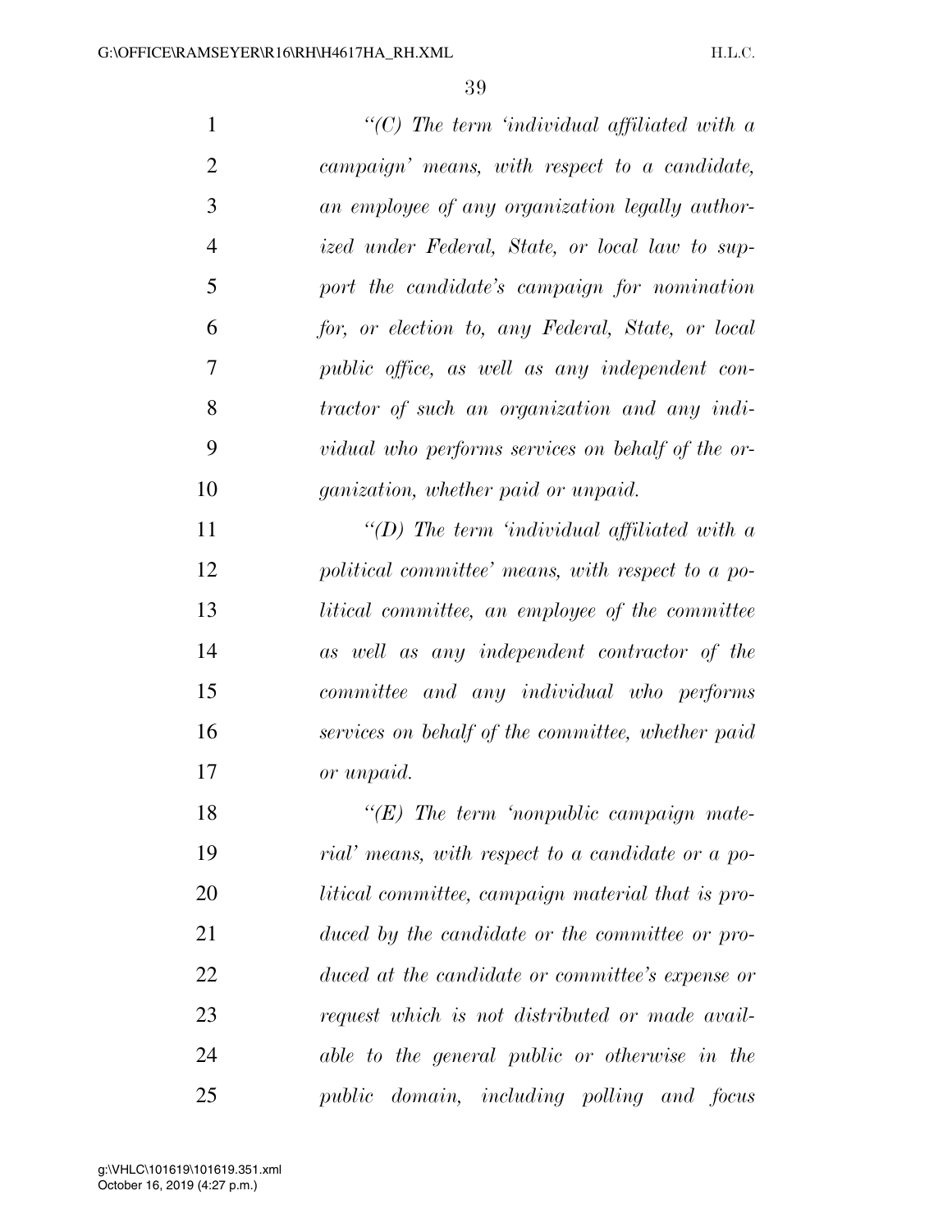*"(C) The term 'individual affiliated with a campaign' means, with respect to a candidate, an employee of any organization legally authorized under Federal, State, or local law to support the candidate's campaign for nomination for, or election to, any Federal, State, or local public office, as well as any independent contractor of such an organization and any individual who performs services on behalf of the organization, whether paid or unpaid.*

*"(D) The term 'individual affiliated with a political committee' means, with respect to a political committee, an employee of the committee as well as any independent contractor of the committee and any individual who performs services on behalf of the committee, whether paid or unpaid.*

*"(E) The term 'nonpublic campaign material' means, with respect to a candidate or a political committee, campaign material that is produced by the candidate or the committee or produced at the candidate or committee's expense or request which is not distributed or made available to the general public or otherwise in the public domain, including polling and focus*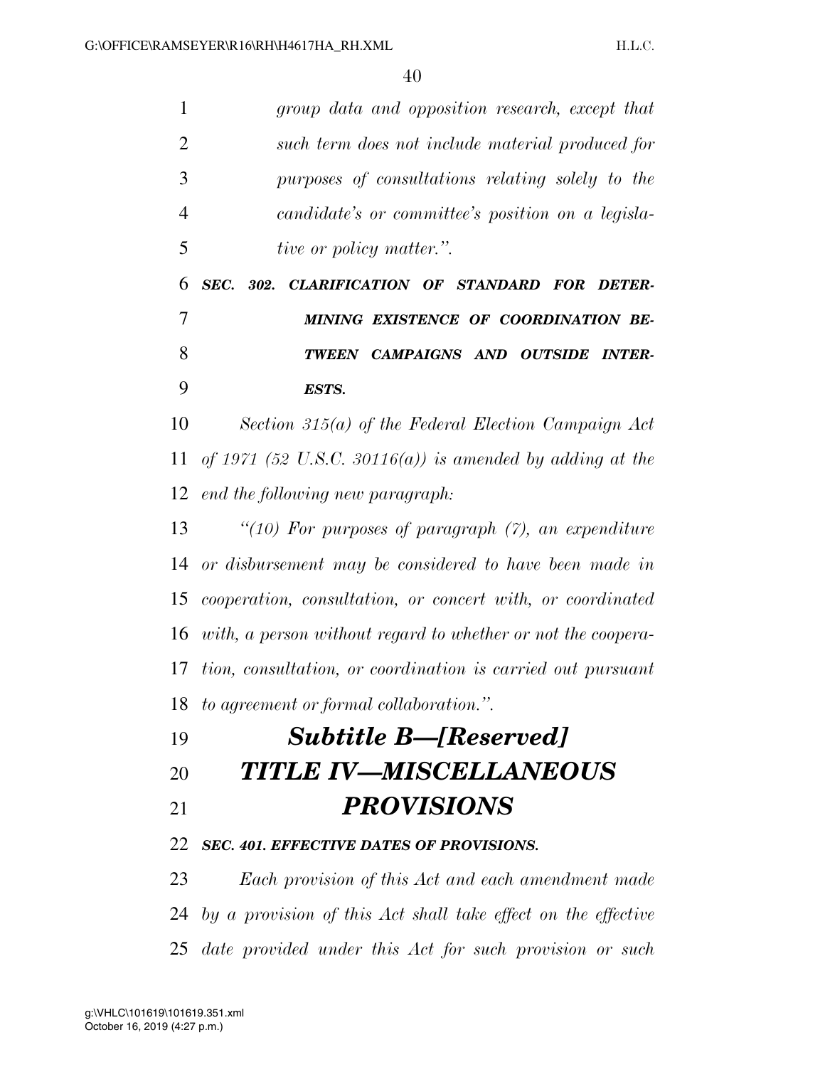*group data and opposition research, except that such term does not include material produced for purposes of consultations relating solely to the candidate's or committee's position on a legislative or policy matter.".*

***SEC. 302. CLARIFICATION OF STANDARD FOR DETERMINING EXISTENCE OF COORDINATION BETWEEN CAMPAIGNS AND OUTSIDE INTERESTS.***

*Section 315(a) of the Federal Election Campaign Act of 1971 (52 U.S.C. 30116(a)) is amended by adding at the end the following new paragraph:*

*"(10) For purposes of paragraph (7), an expenditure or disbursement may be considered to have been made in cooperation, consultation, or concert with, or coordinated with, a person without regard to whether or not the cooperation, consultation, or coordination is carried out pursuant to agreement or formal collaboration.".*

## ***Subtitle B—[Reserved]***

# ***TITLE IV—MISCELLANEOUS PROVISIONS***

***SEC. 401. EFFECTIVE DATES OF PROVISIONS.***

*Each provision of this Act and each amendment made by a provision of this Act shall take effect on the effective date provided under this Act for such provision or such*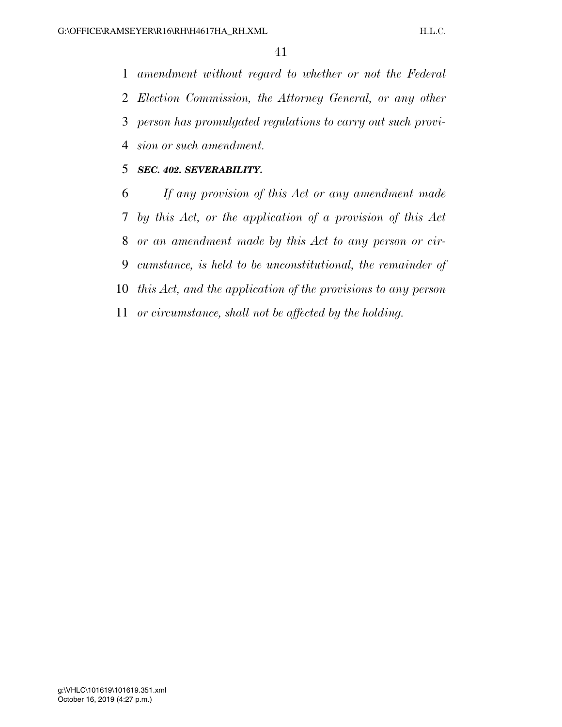*amendment without regard to whether or not the Federal Election Commission, the Attorney General, or any other person has promulgated regulations to carry out such provision or such amendment.*

***SEC. 402. SEVERABILITY.***

*If any provision of this Act or any amendment made by this Act, or the application of a provision of this Act or an amendment made by this Act to any person or circumstance, is held to be unconstitutional, the remainder of this Act, and the application of the provisions to any person or circumstance, shall not be affected by the holding.*